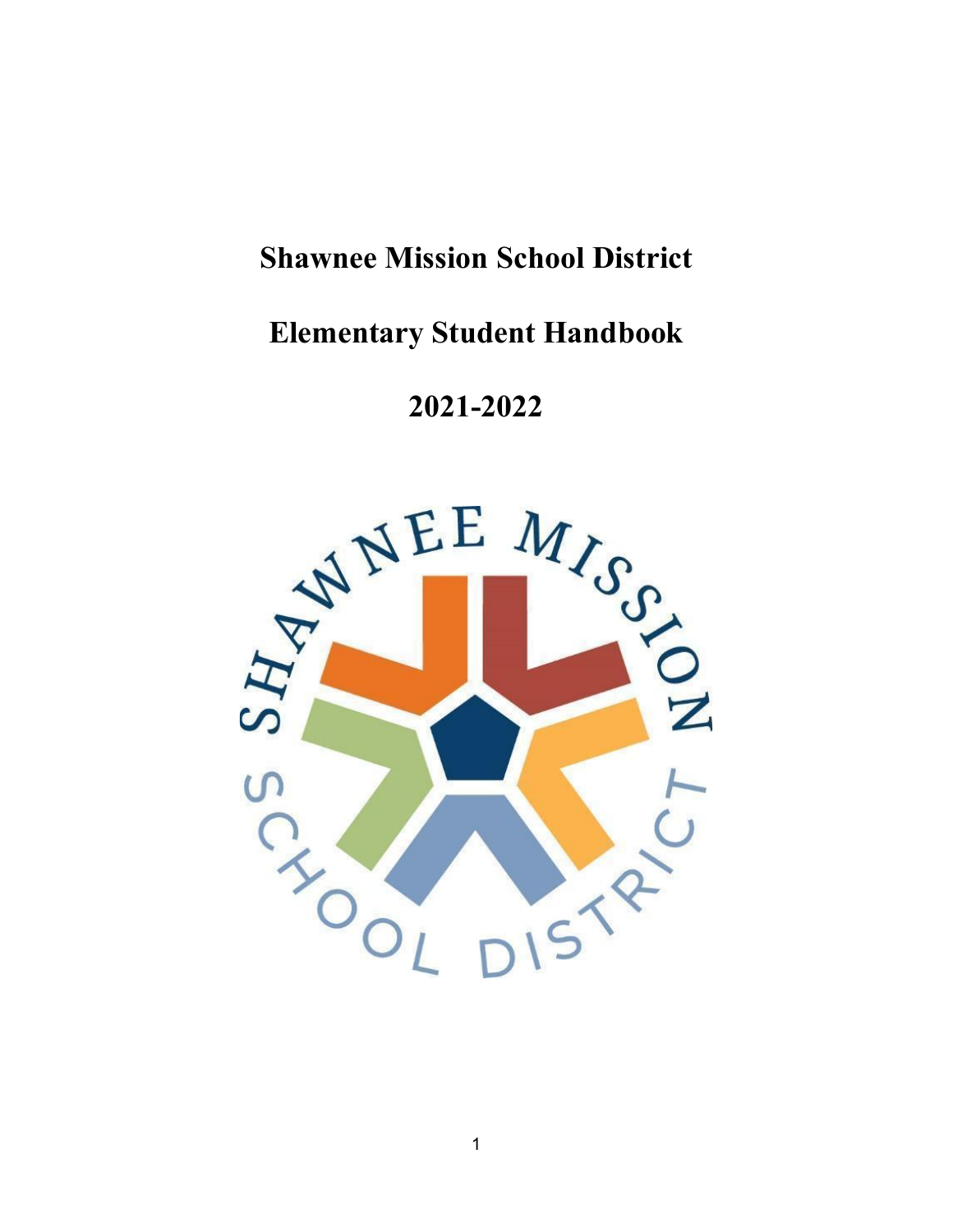# Shawnee Mission School District

# Elementary Student Handbook

# 2021-2022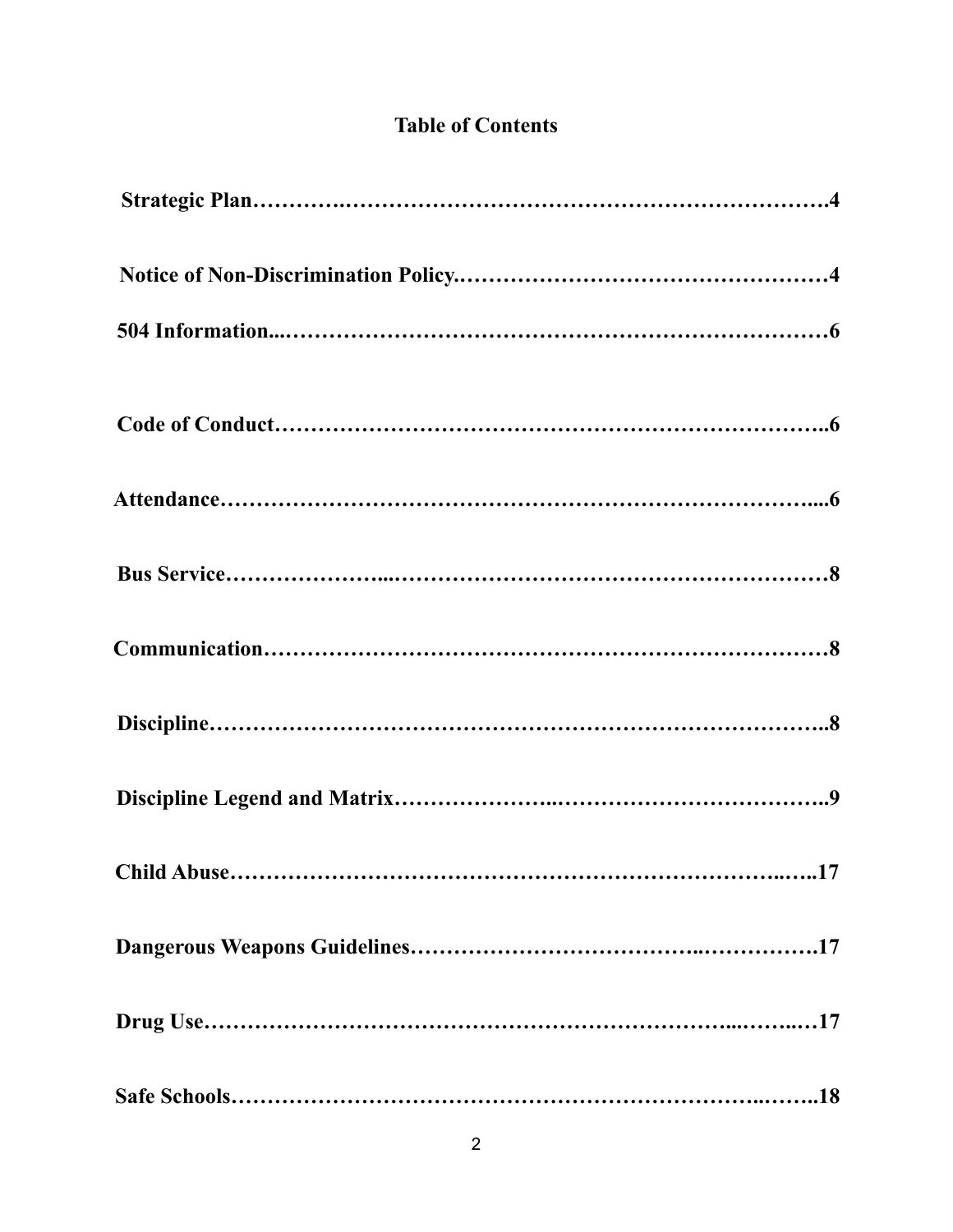# Table of Contents

**Strategic Plan……………………………………………………………………….4**

**Notice of Non-Discrimination Policy..……………………………………………4**

**504 Information...………………………………………………………………6**

**Code of Conduct………………………………………………………………..6**

**Attendance……………………………………………………………………....6**

**Bus Service…………………...……………………………………………………8**

**Communication…………………………………………………………………8**

**Discipline………………………………………………………………………..8**

**Discipline Legend and Matrix…………………..………………………………..9**

**Child Abuse…………………………………………………………………..…..17**

**Dangerous Weapons Guidelines………………………………..…………….17**

**Drug Use…………………………………………………………...……...…17**

**Safe Schools……………………………………………………………..……..18**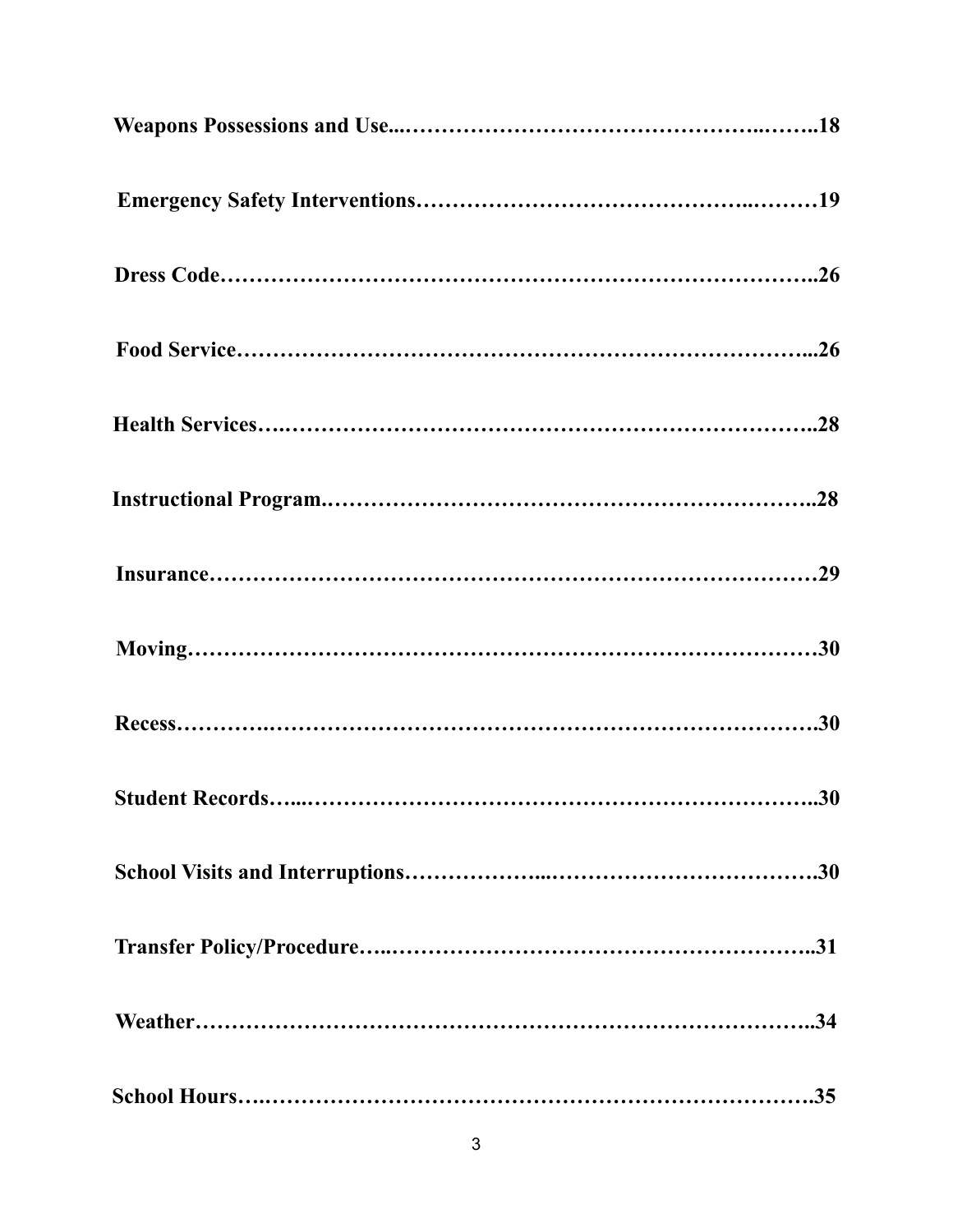**Weapons Possessions and Use...…………………………………………..……..18**

**Emergency Safety Interventions……………………………………..………19**

**Dress Code…………………………………………………………………..26**

**Food Service…………………………………………………………………...26**

**Health Services….…………………………………………………………..28**

**Instructional Program..……………………………………………………..28**

**Insurance……………………………………………………………………29**

**Moving………………………………………………………………………30**

**Recess……….…………………………………………………………….30**

**Student Records…...………………………………………………………..30**

**School Visits and Interruptions………………..……………………………….30**

**Transfer Policy/Procedure…..……………………………………………..31**

**Weather……………………………………………………………………..34**

**School Hours….……………………………………………………………….35**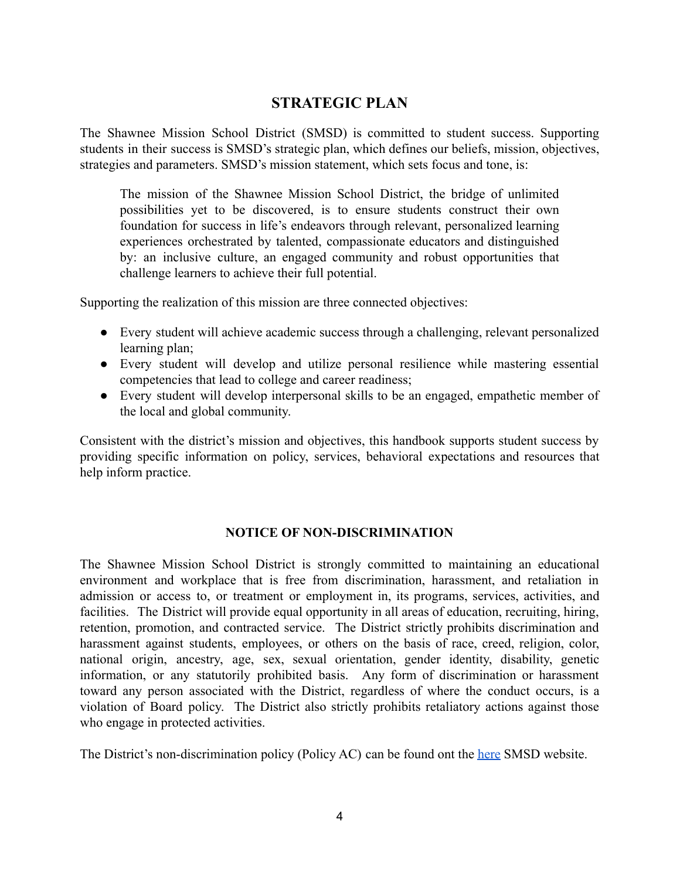## STRATEGIC PLAN

The Shawnee Mission School District (SMSD) is committed to student success. Supporting students in their success is SMSD's strategic plan, which defines our beliefs, mission, objectives, strategies and parameters. SMSD's mission statement, which sets focus and tone, is:

> The mission of the Shawnee Mission School District, the bridge of unlimited possibilities yet to be discovered, is to ensure students construct their own foundation for success in life's endeavors through relevant, personalized learning experiences orchestrated by talented, compassionate educators and distinguished by: an inclusive culture, an engaged community and robust opportunities that challenge learners to achieve their full potential.

Supporting the realization of this mission are three connected objectives:

- Every student will achieve academic success through a challenging, relevant personalized learning plan;
- Every student will develop and utilize personal resilience while mastering essential competencies that lead to college and career readiness;
- Every student will develop interpersonal skills to be an engaged, empathetic member of the local and global community.

Consistent with the district's mission and objectives, this handbook supports student success by providing specific information on policy, services, behavioral expectations and resources that help inform practice.

### NOTICE OF NON-DISCRIMINATION

The Shawnee Mission School District is strongly committed to maintaining an educational environment and workplace that is free from discrimination, harassment, and retaliation in admission or access to, or treatment or employment in, its programs, services, activities, and facilities. The District will provide equal opportunity in all areas of education, recruiting, hiring, retention, promotion, and contracted service. The District strictly prohibits discrimination and harassment against students, employees, or others on the basis of race, creed, religion, color, national origin, ancestry, age, sex, sexual orientation, gender identity, disability, genetic information, or any statutorily prohibited basis. Any form of discrimination or harassment toward any person associated with the District, regardless of where the conduct occurs, is a violation of Board policy. The District also strictly prohibits retaliatory actions against those who engage in protected activities.

The District's non-discrimination policy (Policy AC) can be found ont the here SMSD website.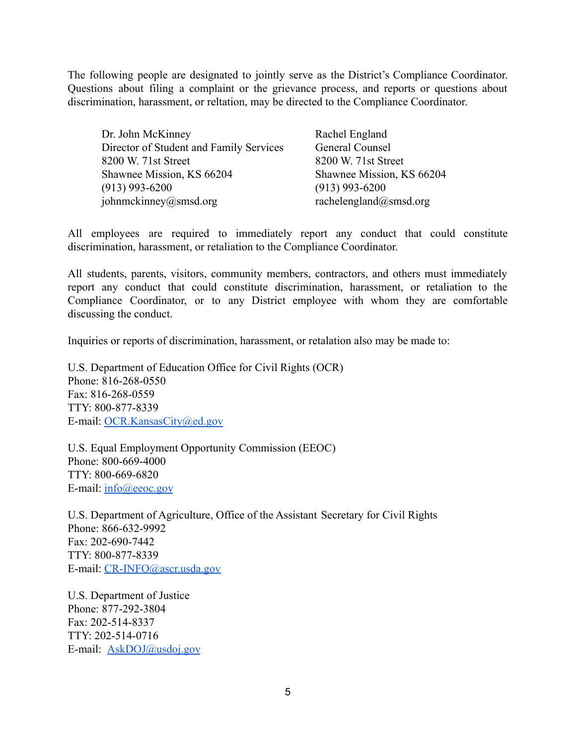The following people are designated to jointly serve as the District's Compliance Coordinator. Questions about filing a complaint or the grievance process, and reports or questions about discrimination, harassment, or reltation, may be directed to the Compliance Coordinator.

Dr. John McKinney
Director of Student and Family Services
8200 W. 71st Street
Shawnee Mission, KS 66204
(913) 993-6200
johnmckinney@smsd.org

Rachel England
General Counsel
8200 W. 71st Street
Shawnee Mission, KS 66204
(913) 993-6200
rachelengland@smsd.org

All employees are required to immediately report any conduct that could constitute discrimination, harassment, or retaliation to the Compliance Coordinator.

All students, parents, visitors, community members, contractors, and others must immediately report any conduct that could constitute discrimination, harassment, or retaliation to the Compliance Coordinator, or to any District employee with whom they are comfortable discussing the conduct.

Inquiries or reports of discrimination, harassment, or retalation also may be made to:

U.S. Department of Education Office for Civil Rights (OCR)
Phone: 816-268-0550
Fax: 816-268-0559
TTY: 800-877-8339
E-mail: OCR.KansasCity@ed.gov

U.S. Equal Employment Opportunity Commission (EEOC)
Phone: 800-669-4000
TTY: 800-669-6820
E-mail: info@eeoc.gov

U.S. Department of Agriculture, Office of the Assistant Secretary for Civil Rights
Phone: 866-632-9992
Fax: 202-690-7442
TTY: 800-877-8339
E-mail: CR-INFO@ascr.usda.gov

U.S. Department of Justice
Phone: 877-292-3804
Fax: 202-514-8337
TTY: 202-514-0716
E-mail: AskDOJ@usdoj.gov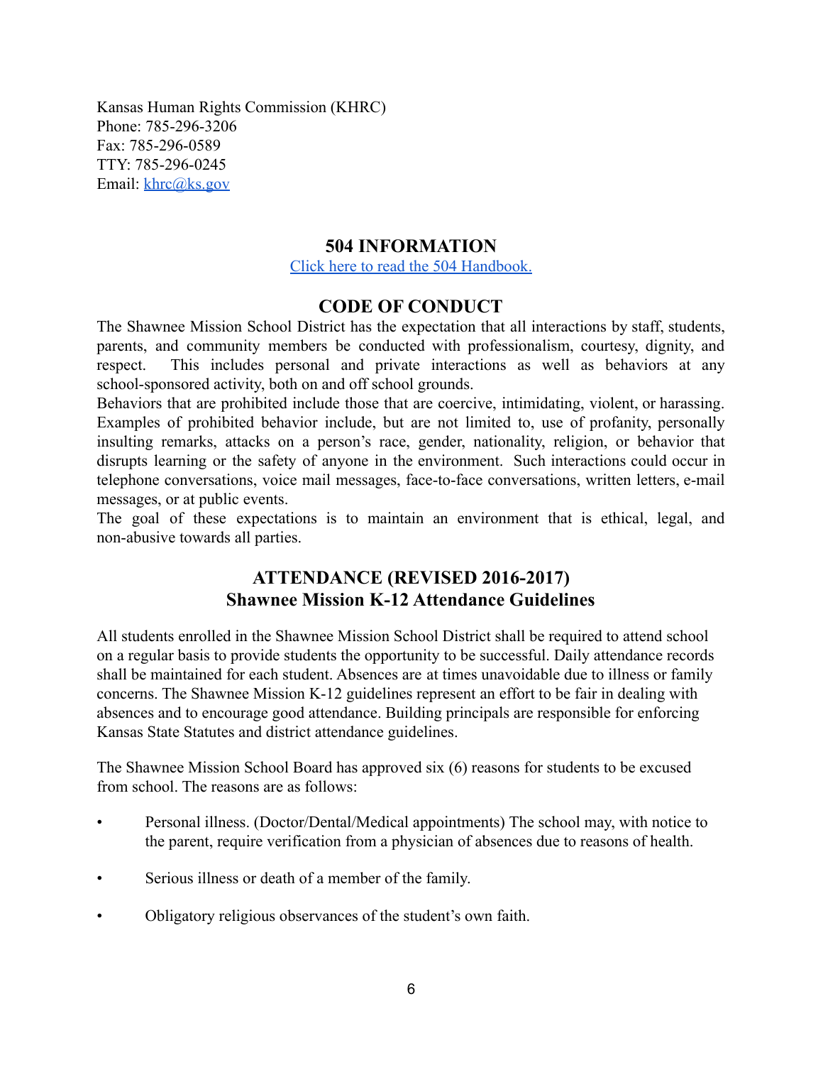Kansas Human Rights Commission (KHRC)
Phone: 785-296-3206
Fax: 785-296-0589
TTY: 785-296-0245
Email: [khrc@ks.gov](mailto:khrc@ks.gov)

## 504 INFORMATION

[Click here to read the 504 Handbook.]()

## CODE OF CONDUCT

The Shawnee Mission School District has the expectation that all interactions by staff, students, parents, and community members be conducted with professionalism, courtesy, dignity, and respect. This includes personal and private interactions as well as behaviors at any school-sponsored activity, both on and off school grounds.

Behaviors that are prohibited include those that are coercive, intimidating, violent, or harassing. Examples of prohibited behavior include, but are not limited to, use of profanity, personally insulting remarks, attacks on a person's race, gender, nationality, religion, or behavior that disrupts learning or the safety of anyone in the environment. Such interactions could occur in telephone conversations, voice mail messages, face-to-face conversations, written letters, e-mail messages, or at public events.

The goal of these expectations is to maintain an environment that is ethical, legal, and non-abusive towards all parties.

## ATTENDANCE (REVISED 2016-2017)
## Shawnee Mission K-12 Attendance Guidelines

All students enrolled in the Shawnee Mission School District shall be required to attend school on a regular basis to provide students the opportunity to be successful. Daily attendance records shall be maintained for each student. Absences are at times unavoidable due to illness or family concerns. The Shawnee Mission K-12 guidelines represent an effort to be fair in dealing with absences and to encourage good attendance. Building principals are responsible for enforcing Kansas State Statutes and district attendance guidelines.

The Shawnee Mission School Board has approved six (6) reasons for students to be excused from school. The reasons are as follows:

- Personal illness. (Doctor/Dental/Medical appointments) The school may, with notice to the parent, require verification from a physician of absences due to reasons of health.
- Serious illness or death of a member of the family.
- Obligatory religious observances of the student's own faith.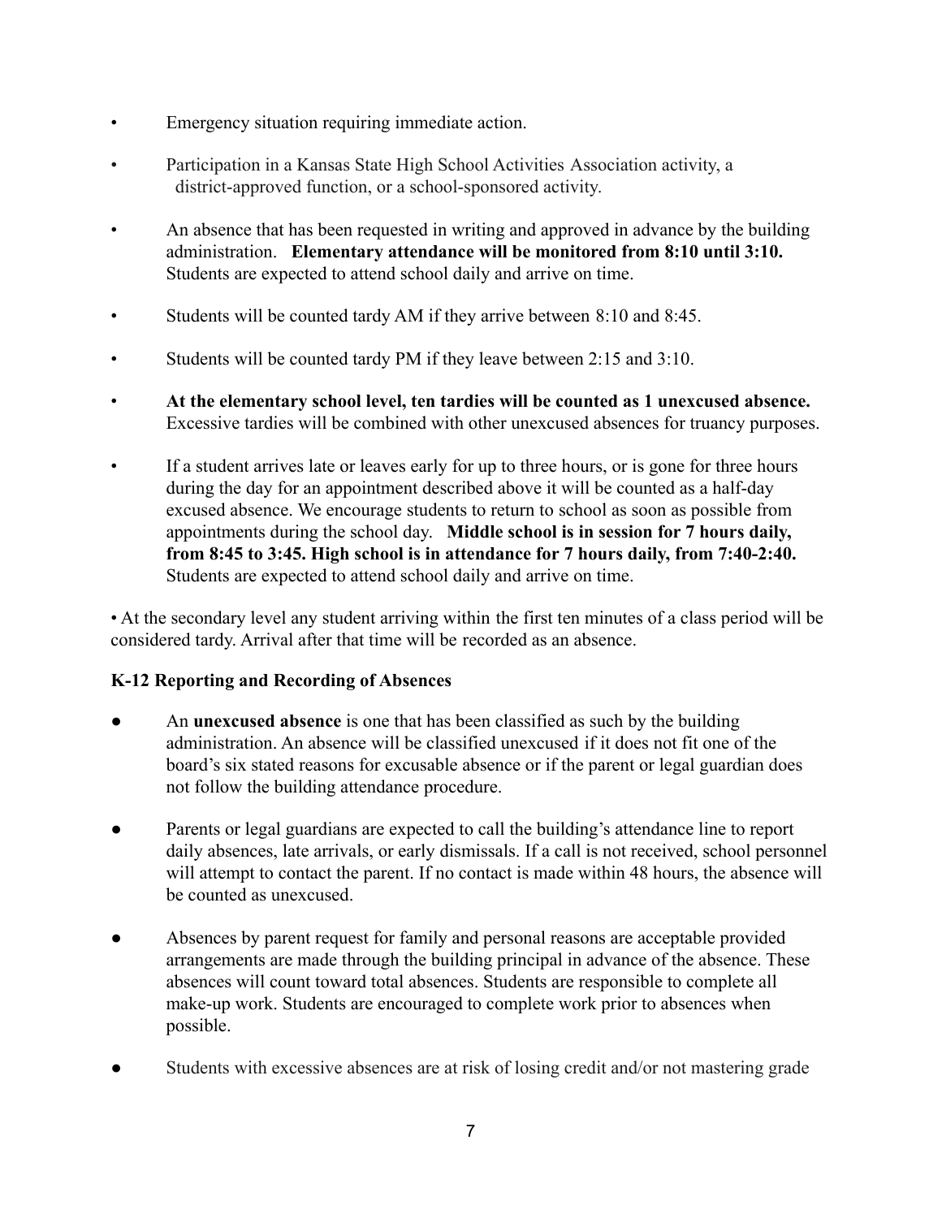- Emergency situation requiring immediate action.
- Participation in a Kansas State High School Activities Association activity, a district-approved function, or a school-sponsored activity.
- An absence that has been requested in writing and approved in advance by the building administration. **Elementary attendance will be monitored from 8:10 until 3:10.** Students are expected to attend school daily and arrive on time.
- Students will be counted tardy AM if they arrive between 8:10 and 8:45.
- Students will be counted tardy PM if they leave between 2:15 and 3:10.
- **At the elementary school level, ten tardies will be counted as 1 unexcused absence.** Excessive tardies will be combined with other unexcused absences for truancy purposes.
- If a student arrives late or leaves early for up to three hours, or is gone for three hours during the day for an appointment described above it will be counted as a half-day excused absence. We encourage students to return to school as soon as possible from appointments during the school day. **Middle school is in session for 7 hours daily, from 8:45 to 3:45. High school is in attendance for 7 hours daily, from 7:40-2:40.** Students are expected to attend school daily and arrive on time.

• At the secondary level any student arriving within the first ten minutes of a class period will be considered tardy. Arrival after that time will be recorded as an absence.

**K-12 Reporting and Recording of Absences**

- An **unexcused absence** is one that has been classified as such by the building administration. An absence will be classified unexcused if it does not fit one of the board's six stated reasons for excusable absence or if the parent or legal guardian does not follow the building attendance procedure.
- Parents or legal guardians are expected to call the building's attendance line to report daily absences, late arrivals, or early dismissals. If a call is not received, school personnel will attempt to contact the parent. If no contact is made within 48 hours, the absence will be counted as unexcused.
- Absences by parent request for family and personal reasons are acceptable provided arrangements are made through the building principal in advance of the absence. These absences will count toward total absences. Students are responsible to complete all make-up work. Students are encouraged to complete work prior to absences when possible.
- Students with excessive absences are at risk of losing credit and/or not mastering grade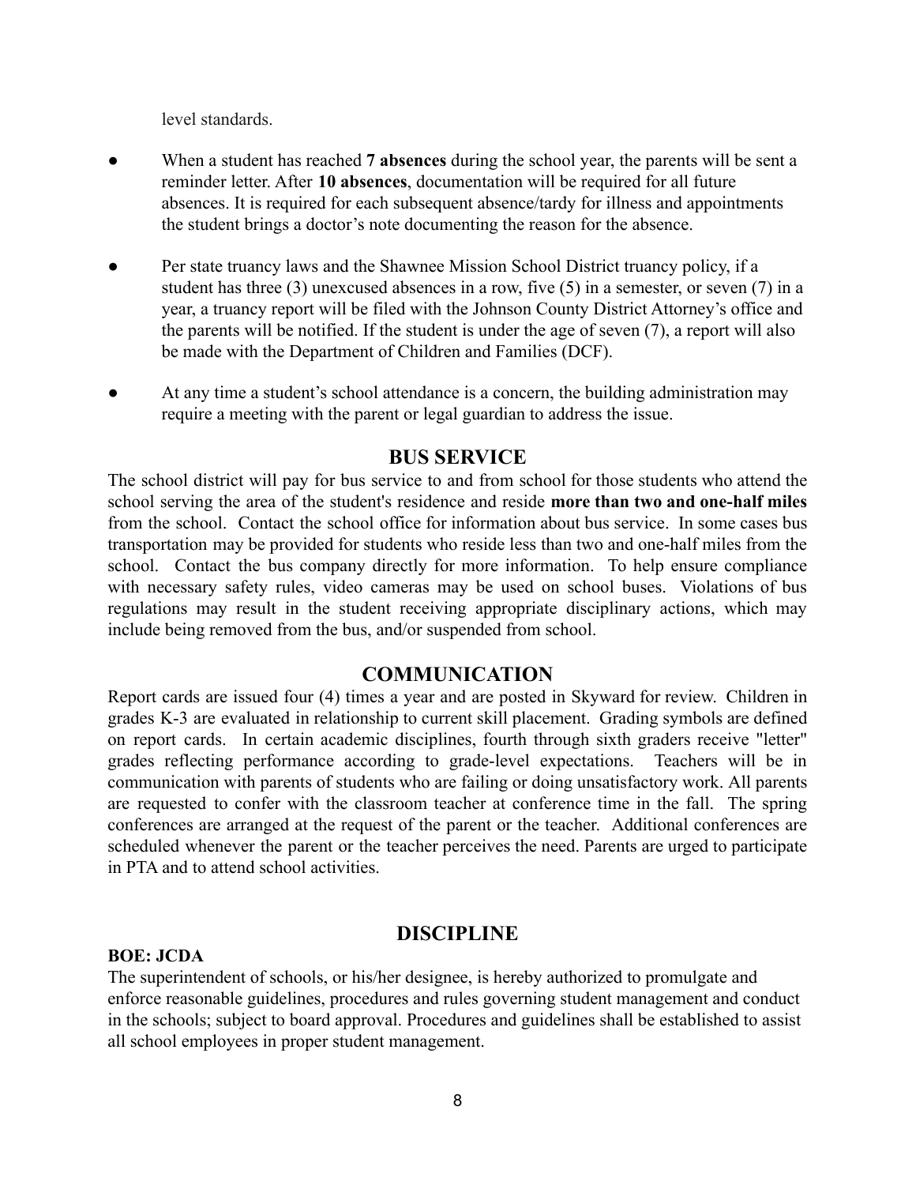level standards.

- When a student has reached **7 absences** during the school year, the parents will be sent a reminder letter. After **10 absences**, documentation will be required for all future absences. It is required for each subsequent absence/tardy for illness and appointments the student brings a doctor's note documenting the reason for the absence.
- Per state truancy laws and the Shawnee Mission School District truancy policy, if a student has three (3) unexcused absences in a row, five (5) in a semester, or seven (7) in a year, a truancy report will be filed with the Johnson County District Attorney's office and the parents will be notified. If the student is under the age of seven (7), a report will also be made with the Department of Children and Families (DCF).
- At any time a student's school attendance is a concern, the building administration may require a meeting with the parent or legal guardian to address the issue.

## BUS SERVICE

The school district will pay for bus service to and from school for those students who attend the school serving the area of the student's residence and reside **more than two and one-half miles** from the school. Contact the school office for information about bus service. In some cases bus transportation may be provided for students who reside less than two and one-half miles from the school. Contact the bus company directly for more information. To help ensure compliance with necessary safety rules, video cameras may be used on school buses. Violations of bus regulations may result in the student receiving appropriate disciplinary actions, which may include being removed from the bus, and/or suspended from school.

## COMMUNICATION

Report cards are issued four (4) times a year and are posted in Skyward for review. Children in grades K-3 are evaluated in relationship to current skill placement. Grading symbols are defined on report cards. In certain academic disciplines, fourth through sixth graders receive "letter" grades reflecting performance according to grade-level expectations. Teachers will be in communication with parents of students who are failing or doing unsatisfactory work. All parents are requested to confer with the classroom teacher at conference time in the fall. The spring conferences are arranged at the request of the parent or the teacher. Additional conferences are scheduled whenever the parent or the teacher perceives the need. Parents are urged to participate in PTA and to attend school activities.

## DISCIPLINE

**BOE: JCDA**

The superintendent of schools, or his/her designee, is hereby authorized to promulgate and enforce reasonable guidelines, procedures and rules governing student management and conduct in the schools; subject to board approval. Procedures and guidelines shall be established to assist all school employees in proper student management.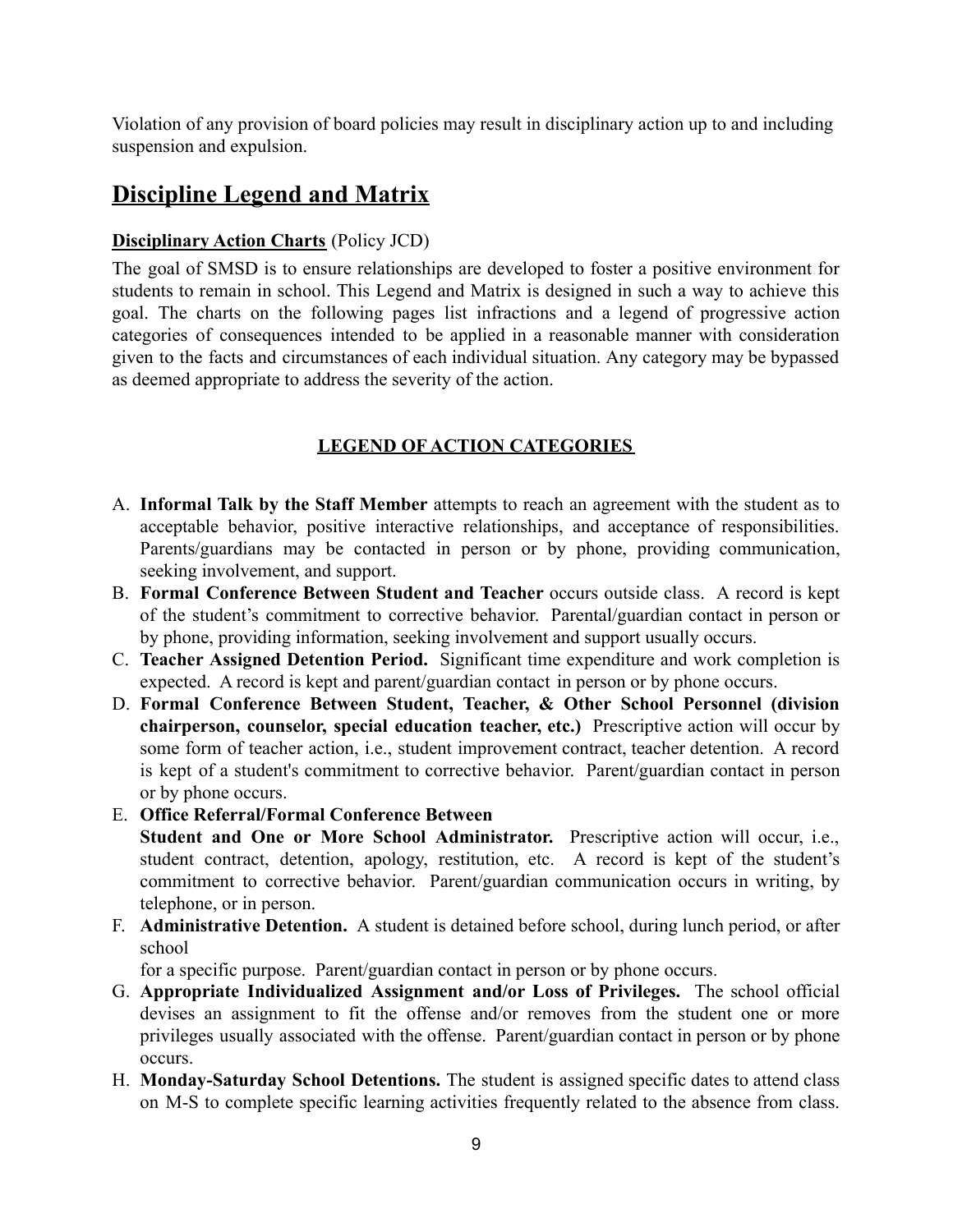Violation of any provision of board policies may result in disciplinary action up to and including suspension and expulsion.

## Discipline Legend and Matrix

**Disciplinary Action Charts** (Policy JCD)

The goal of SMSD is to ensure relationships are developed to foster a positive environment for students to remain in school. This Legend and Matrix is designed in such a way to achieve this goal. The charts on the following pages list infractions and a legend of progressive action categories of consequences intended to be applied in a reasonable manner with consideration given to the facts and circumstances of each individual situation. Any category may be bypassed as deemed appropriate to address the severity of the action.

**LEGEND OF ACTION CATEGORIES**

A. **Informal Talk by the Staff Member** attempts to reach an agreement with the student as to acceptable behavior, positive interactive relationships, and acceptance of responsibilities. Parents/guardians may be contacted in person or by phone, providing communication, seeking involvement, and support.

B. **Formal Conference Between Student and Teacher** occurs outside class. A record is kept of the student's commitment to corrective behavior. Parental/guardian contact in person or by phone, providing information, seeking involvement and support usually occurs.

C. **Teacher Assigned Detention Period.** Significant time expenditure and work completion is expected. A record is kept and parent/guardian contact in person or by phone occurs.

D. **Formal Conference Between Student, Teacher, & Other School Personnel (division chairperson, counselor, special education teacher, etc.)** Prescriptive action will occur by some form of teacher action, i.e., student improvement contract, teacher detention. A record is kept of a student's commitment to corrective behavior. Parent/guardian contact in person or by phone occurs.

E. **Office Referral/Formal Conference Between Student and One or More School Administrator.** Prescriptive action will occur, i.e., student contract, detention, apology, restitution, etc. A record is kept of the student's commitment to corrective behavior. Parent/guardian communication occurs in writing, by telephone, or in person.

F. **Administrative Detention.** A student is detained before school, during lunch period, or after school for a specific purpose. Parent/guardian contact in person or by phone occurs.

G. **Appropriate Individualized Assignment and/or Loss of Privileges.** The school official devises an assignment to fit the offense and/or removes from the student one or more privileges usually associated with the offense. Parent/guardian contact in person or by phone occurs.

H. **Monday-Saturday School Detentions.** The student is assigned specific dates to attend class on M-S to complete specific learning activities frequently related to the absence from class.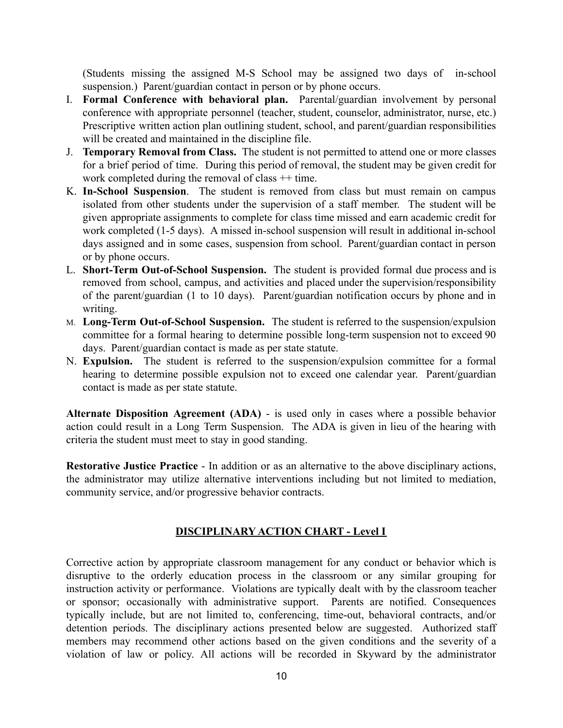(Students missing the assigned M-S School may be assigned two days of in-school suspension.) Parent/guardian contact in person or by phone occurs.

I. **Formal Conference with behavioral plan.** Parental/guardian involvement by personal conference with appropriate personnel (teacher, student, counselor, administrator, nurse, etc.) Prescriptive written action plan outlining student, school, and parent/guardian responsibilities will be created and maintained in the discipline file.

J. **Temporary Removal from Class.** The student is not permitted to attend one or more classes for a brief period of time. During this period of removal, the student may be given credit for work completed during the removal of class ++ time.

K. **In-School Suspension**. The student is removed from class but must remain on campus isolated from other students under the supervision of a staff member. The student will be given appropriate assignments to complete for class time missed and earn academic credit for work completed (1-5 days). A missed in-school suspension will result in additional in-school days assigned and in some cases, suspension from school. Parent/guardian contact in person or by phone occurs.

L. **Short-Term Out-of-School Suspension.** The student is provided formal due process and is removed from school, campus, and activities and placed under the supervision/responsibility of the parent/guardian (1 to 10 days). Parent/guardian notification occurs by phone and in writing.

M. **Long-Term Out-of-School Suspension.** The student is referred to the suspension/expulsion committee for a formal hearing to determine possible long-term suspension not to exceed 90 days. Parent/guardian contact is made as per state statute.

N. **Expulsion.** The student is referred to the suspension/expulsion committee for a formal hearing to determine possible expulsion not to exceed one calendar year. Parent/guardian contact is made as per state statute.

**Alternate Disposition Agreement (ADA)** - is used only in cases where a possible behavior action could result in a Long Term Suspension. The ADA is given in lieu of the hearing with criteria the student must meet to stay in good standing.

**Restorative Justice Practice** - In addition or as an alternative to the above disciplinary actions, the administrator may utilize alternative interventions including but not limited to mediation, community service, and/or progressive behavior contracts.

## DISCIPLINARY ACTION CHART - Level I

Corrective action by appropriate classroom management for any conduct or behavior which is disruptive to the orderly education process in the classroom or any similar grouping for instruction activity or performance. Violations are typically dealt with by the classroom teacher or sponsor; occasionally with administrative support. Parents are notified. Consequences typically include, but are not limited to, conferencing, time-out, behavioral contracts, and/or detention periods. The disciplinary actions presented below are suggested. Authorized staff members may recommend other actions based on the given conditions and the severity of a violation of law or policy. All actions will be recorded in Skyward by the administrator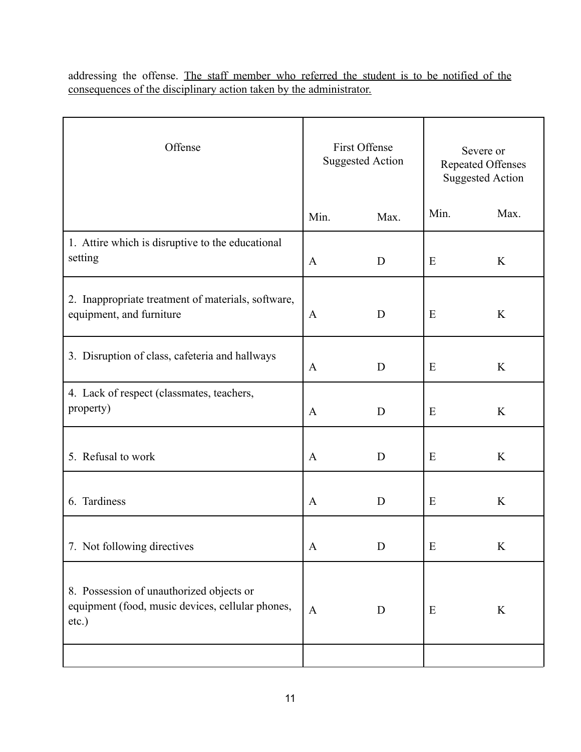addressing the offense. The staff member who referred the student is to be notified of the consequences of the disciplinary action taken by the administrator.

| Offense | First Offense Suggested Action | | Severe or Repeated Offenses Suggested Action | |
|---|---|---|---|---|
| | Min. | Max. | Min. | Max. |
| 1. Attire which is disruptive to the educational setting | A | D | E | K |
| 2. Inappropriate treatment of materials, software, equipment, and furniture | A | D | E | K |
| 3. Disruption of class, cafeteria and hallways | A | D | E | K |
| 4. Lack of respect (classmates, teachers, property) | A | D | E | K |
| 5. Refusal to work | A | D | E | K |
| 6. Tardiness | A | D | E | K |
| 7. Not following directives | A | D | E | K |
| 8. Possession of unauthorized objects or equipment (food, music devices, cellular phones, etc.) | A | D | E | K |
| | | | | |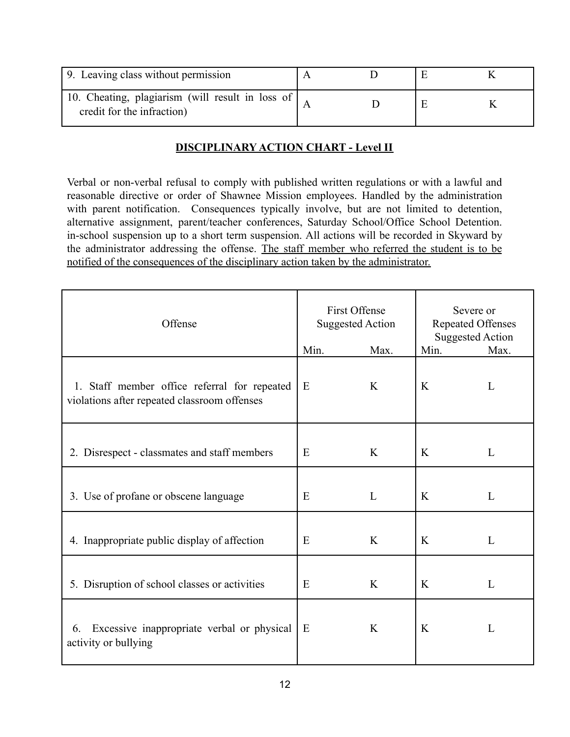| | | | | |
|---|---|---|---|---|
| 9. Leaving class without permission | A | D | E | K |
| 10. Cheating, plagiarism (will result in loss of credit for the infraction) | A | D | E | K |

## DISCIPLINARY ACTION CHART - Level II

Verbal or non-verbal refusal to comply with published written regulations or with a lawful and reasonable directive or order of Shawnee Mission employees. Handled by the administration with parent notification. Consequences typically involve, but are not limited to detention, alternative assignment, parent/teacher conferences, Saturday School/Office School Detention. in-school suspension up to a short term suspension. All actions will be recorded in Skyward by the administrator addressing the offense. <u>The staff member who referred the student is to be notified of the consequences of the disciplinary action taken by the administrator.</u>

| Offense | First Offense Suggested Action | | Severe or Repeated Offenses Suggested Action | |
|---|---|---|---|---|
| | Min. | Max. | Min. | Max. |
| 1. Staff member office referral for repeated violations after repeated classroom offenses | E | K | K | L |
| 2. Disrespect - classmates and staff members | E | K | K | L |
| 3. Use of profane or obscene language | E | L | K | L |
| 4. Inappropriate public display of affection | E | K | K | L |
| 5. Disruption of school classes or activities | E | K | K | L |
| 6. Excessive inappropriate verbal or physical activity or bullying | E | K | K | L |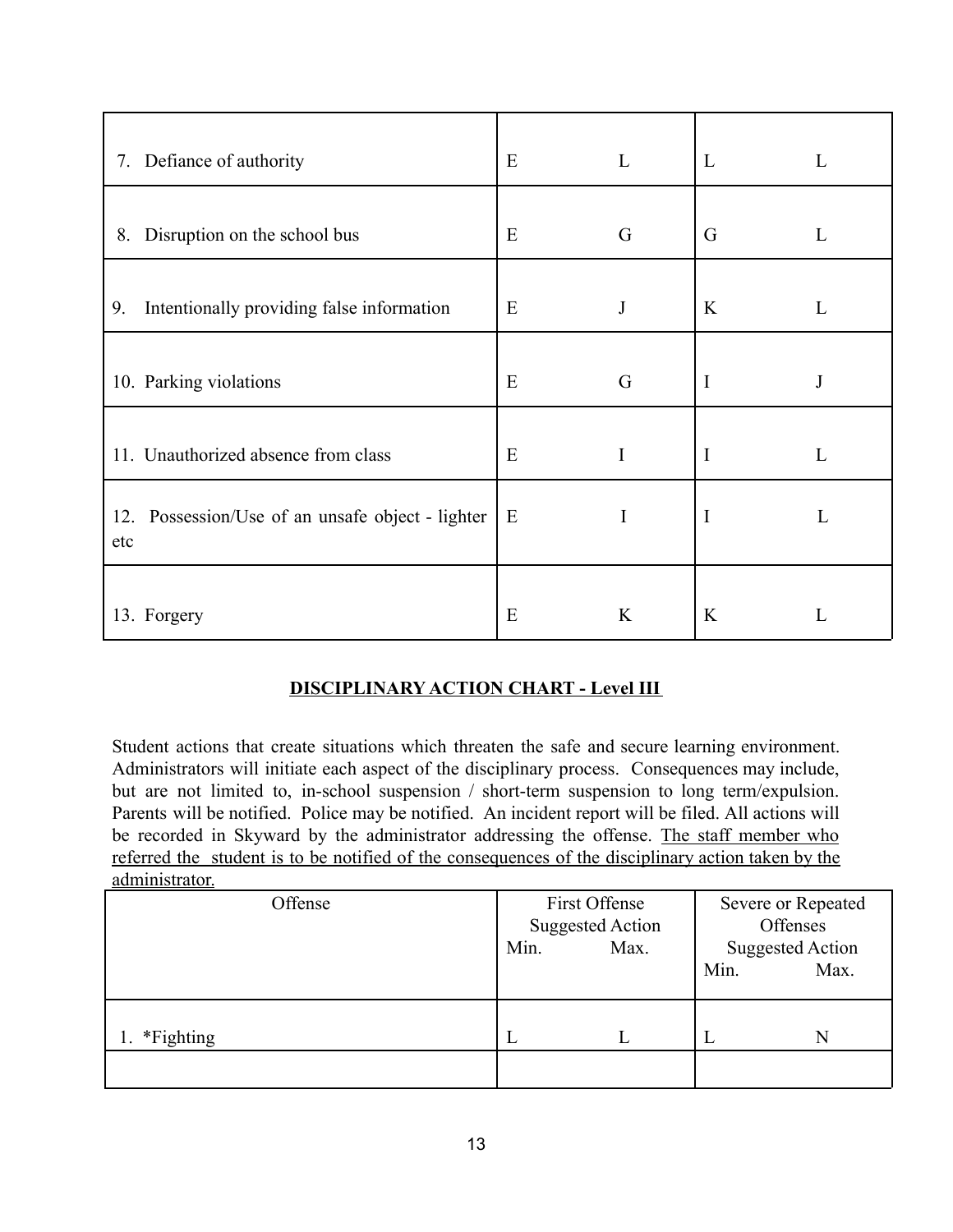| | | | | |
|---|---|---|---|---|
| 7. Defiance of authority | E | L | L | L |
| 8. Disruption on the school bus | E | G | G | L |
| 9. Intentionally providing false information | E | J | K | L |
| 10. Parking violations | E | G | I | J |
| 11. Unauthorized absence from class | E | I | I | L |
| 12. Possession/Use of an unsafe object - lighter etc | E | I | I | L |
| 13. Forgery | E | K | K | L |

## DISCIPLINARY ACTION CHART - Level III

Student actions that create situations which threaten the safe and secure learning environment. Administrators will initiate each aspect of the disciplinary process. Consequences may include, but are not limited to, in-school suspension / short-term suspension to long term/expulsion. Parents will be notified. Police may be notified. An incident report will be filed. All actions will be recorded in Skyward by the administrator addressing the offense. The staff member who referred the student is to be notified of the consequences of the disciplinary action taken by the administrator.

| Offense | First Offense Suggested Action | | Severe or Repeated Offenses Suggested Action | |
|---|---|---|---|---|
| | Min. | Max. | Min. | Max. |
| 1. *Fighting | L | L | L | N |
| | | | | |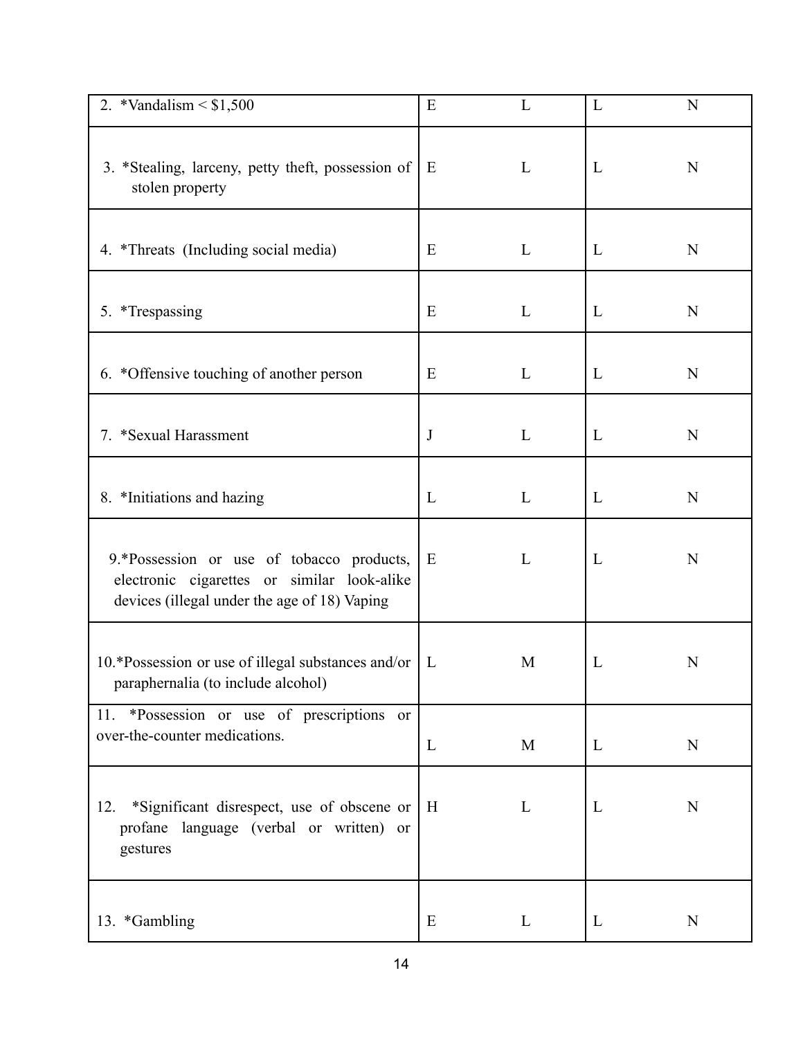| | | | | |
|---|---|---|---|---|
| 2. *Vandalism < $1,500 | E | L | L | N |
| 3. *Stealing, larceny, petty theft, possession of stolen property | E | L | L | N |
| 4. *Threats (Including social media) | E | L | L | N |
| 5. *Trespassing | E | L | L | N |
| 6. *Offensive touching of another person | E | L | L | N |
| 7. *Sexual Harassment | J | L | L | N |
| 8. *Initiations and hazing | L | L | L | N |
| 9.*Possession or use of tobacco products, electronic cigarettes or similar look-alike devices (illegal under the age of 18) Vaping | E | L | L | N |
| 10.*Possession or use of illegal substances and/or paraphernalia (to include alcohol) | L | M | L | N |
| 11. *Possession or use of prescriptions or over-the-counter medications. | L | M | L | N |
| 12. *Significant disrespect, use of obscene or profane language (verbal or written) or gestures | H | L | L | N |
| 13. *Gambling | E | L | L | N |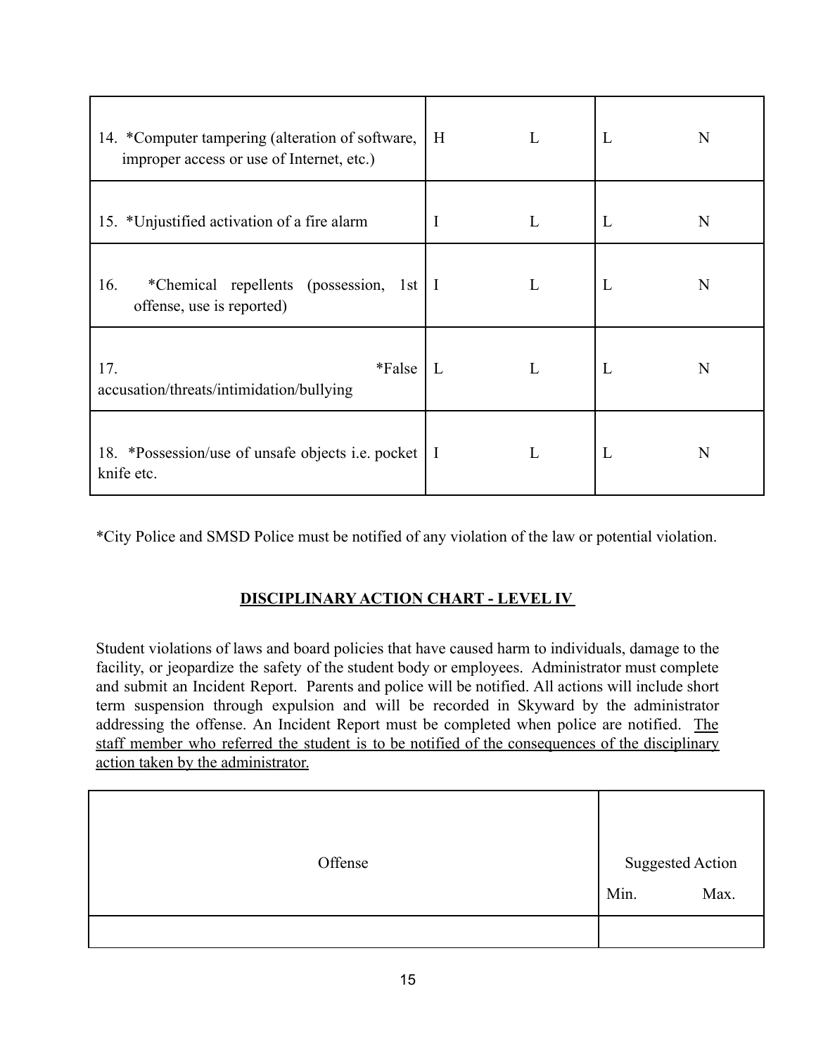| | | | | |
|---|---|---|---|---|
| 14. *Computer tampering (alteration of software, improper access or use of Internet, etc.) | H | L | L | N |
| 15. *Unjustified activation of a fire alarm | I | L | L | N |
| 16. *Chemical repellents (possession, 1st offense, use is reported) | I | L | L | N |
| 17. *False accusation/threats/intimidation/bullying | L | L | L | N |
| 18. *Possession/use of unsafe objects i.e. pocket knife etc. | I | L | L | N |

*City Police and SMSD Police must be notified of any violation of the law or potential violation.

## DISCIPLINARY ACTION CHART - LEVEL IV

Student violations of laws and board policies that have caused harm to individuals, damage to the facility, or jeopardize the safety of the student body or employees. Administrator must complete and submit an Incident Report. Parents and police will be notified. All actions will include short term suspension through expulsion and will be recorded in Skyward by the administrator addressing the offense. An Incident Report must be completed when police are notified. The staff member who referred the student is to be notified of the consequences of the disciplinary action taken by the administrator.

| Offense | Suggested Action Min. | Max. |
|---|---|---|
| | | |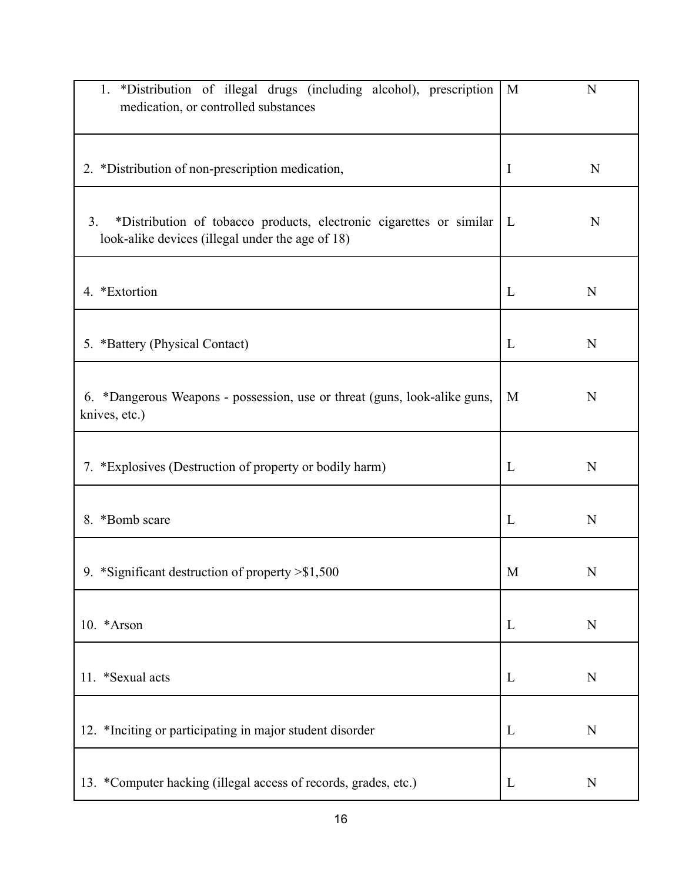| | | |
|---|---|---|
| 1. *Distribution of illegal drugs (including alcohol), prescription medication, or controlled substances | M | N |
| 2. *Distribution of non-prescription medication, | I | N |
| 3. *Distribution of tobacco products, electronic cigarettes or similar look-alike devices (illegal under the age of 18) | L | N |
| 4. *Extortion | L | N |
| 5. *Battery (Physical Contact) | L | N |
| 6. *Dangerous Weapons - possession, use or threat (guns, look-alike guns, knives, etc.) | M | N |
| 7. *Explosives (Destruction of property or bodily harm) | L | N |
| 8. *Bomb scare | L | N |
| 9. *Significant destruction of property >$1,500 | M | N |
| 10. *Arson | L | N |
| 11. *Sexual acts | L | N |
| 12. *Inciting or participating in major student disorder | L | N |
| 13. *Computer hacking (illegal access of records, grades, etc.) | L | N |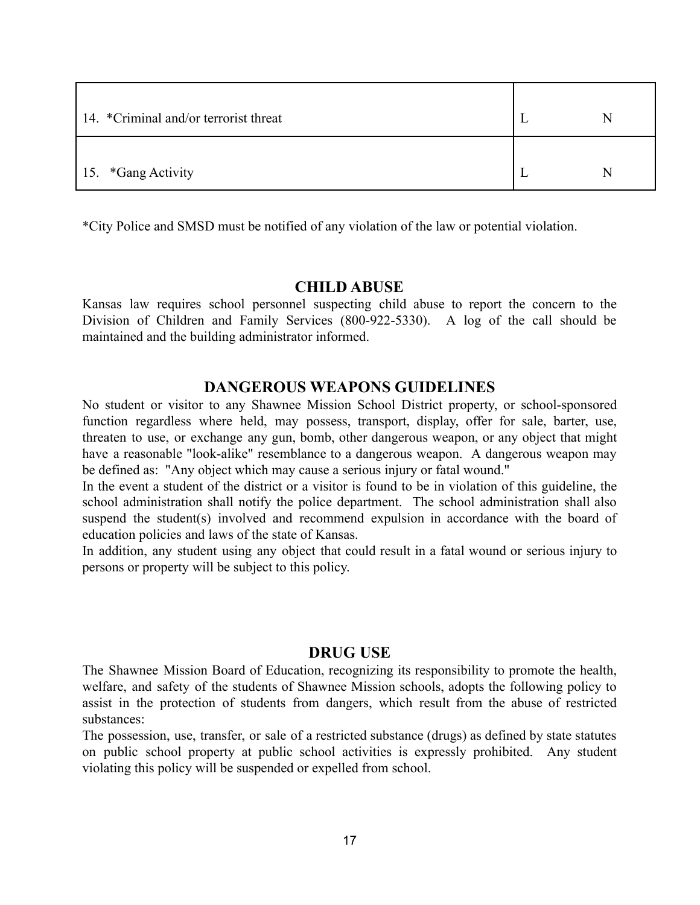| | | |
|---|---|---|
| 14. *Criminal and/or terrorist threat | L | N |
| 15. *Gang Activity | L | N |

*City Police and SMSD must be notified of any violation of the law or potential violation.

## CHILD ABUSE

Kansas law requires school personnel suspecting child abuse to report the concern to the Division of Children and Family Services (800-922-5330). A log of the call should be maintained and the building administrator informed.

## DANGEROUS WEAPONS GUIDELINES

No student or visitor to any Shawnee Mission School District property, or school-sponsored function regardless where held, may possess, transport, display, offer for sale, barter, use, threaten to use, or exchange any gun, bomb, other dangerous weapon, or any object that might have a reasonable "look-alike" resemblance to a dangerous weapon. A dangerous weapon may be defined as: "Any object which may cause a serious injury or fatal wound."

In the event a student of the district or a visitor is found to be in violation of this guideline, the school administration shall notify the police department. The school administration shall also suspend the student(s) involved and recommend expulsion in accordance with the board of education policies and laws of the state of Kansas.

In addition, any student using any object that could result in a fatal wound or serious injury to persons or property will be subject to this policy.

## DRUG USE

The Shawnee Mission Board of Education, recognizing its responsibility to promote the health, welfare, and safety of the students of Shawnee Mission schools, adopts the following policy to assist in the protection of students from dangers, which result from the abuse of restricted substances:

The possession, use, transfer, or sale of a restricted substance (drugs) as defined by state statutes on public school property at public school activities is expressly prohibited. Any student violating this policy will be suspended or expelled from school.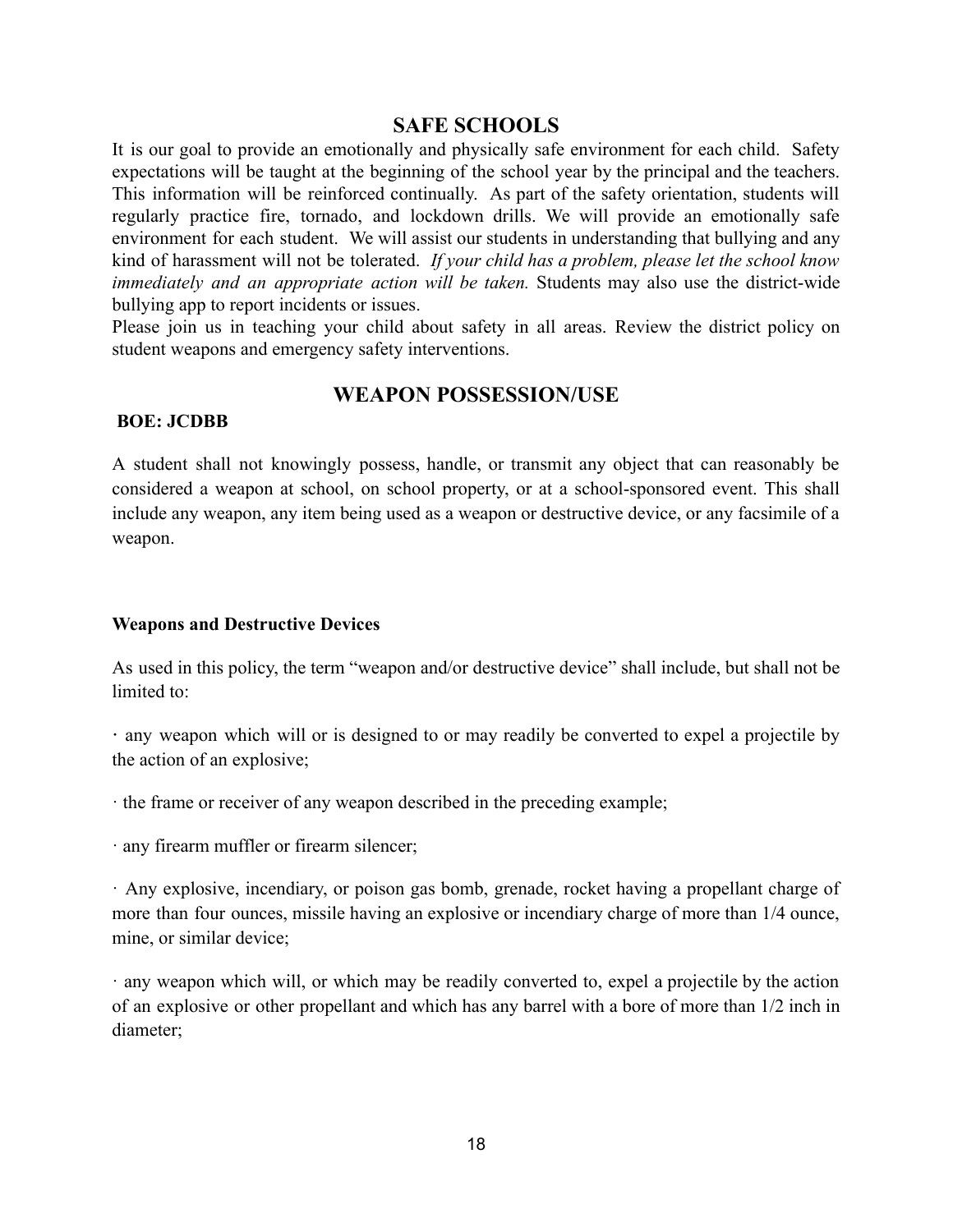## SAFE SCHOOLS

It is our goal to provide an emotionally and physically safe environment for each child. Safety expectations will be taught at the beginning of the school year by the principal and the teachers. This information will be reinforced continually. As part of the safety orientation, students will regularly practice fire, tornado, and lockdown drills. We will provide an emotionally safe environment for each student. We will assist our students in understanding that bullying and any kind of harassment will not be tolerated. *If your child has a problem, please let the school know immediately and an appropriate action will be taken.* Students may also use the district-wide bullying app to report incidents or issues.

Please join us in teaching your child about safety in all areas. Review the district policy on student weapons and emergency safety interventions.

## WEAPON POSSESSION/USE

**BOE: JCDBB**

A student shall not knowingly possess, handle, or transmit any object that can reasonably be considered a weapon at school, on school property, or at a school-sponsored event. This shall include any weapon, any item being used as a weapon or destructive device, or any facsimile of a weapon.

**Weapons and Destructive Devices**

As used in this policy, the term "weapon and/or destructive device" shall include, but shall not be limited to:

· any weapon which will or is designed to or may readily be converted to expel a projectile by the action of an explosive;

· the frame or receiver of any weapon described in the preceding example;

· any firearm muffler or firearm silencer;

· Any explosive, incendiary, or poison gas bomb, grenade, rocket having a propellant charge of more than four ounces, missile having an explosive or incendiary charge of more than 1/4 ounce, mine, or similar device;

· any weapon which will, or which may be readily converted to, expel a projectile by the action of an explosive or other propellant and which has any barrel with a bore of more than 1/2 inch in diameter;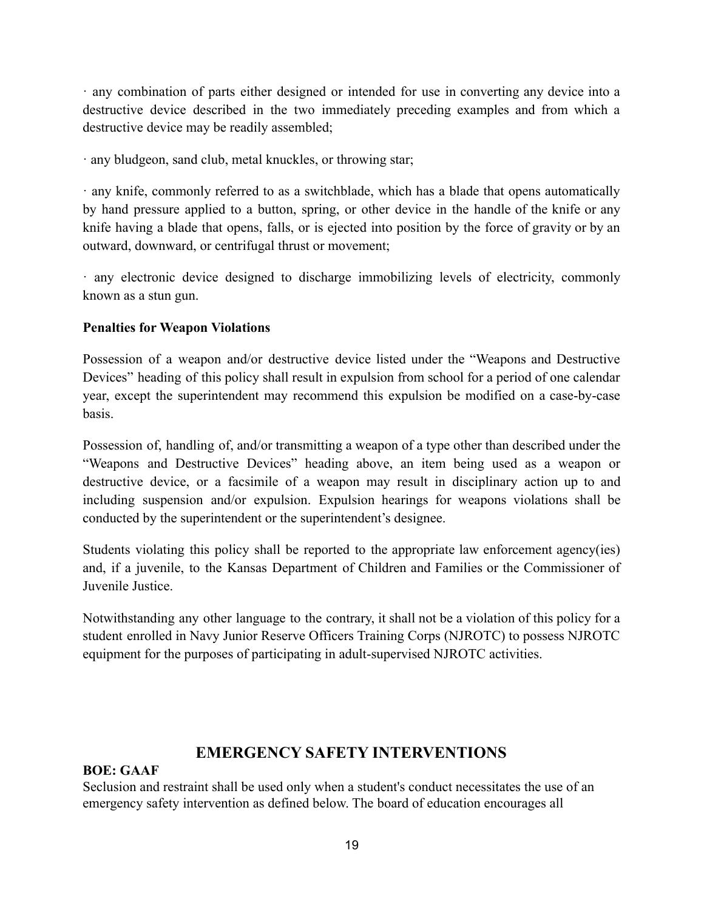· any combination of parts either designed or intended for use in converting any device into a destructive device described in the two immediately preceding examples and from which a destructive device may be readily assembled;

· any bludgeon, sand club, metal knuckles, or throwing star;

· any knife, commonly referred to as a switchblade, which has a blade that opens automatically by hand pressure applied to a button, spring, or other device in the handle of the knife or any knife having a blade that opens, falls, or is ejected into position by the force of gravity or by an outward, downward, or centrifugal thrust or movement;

· any electronic device designed to discharge immobilizing levels of electricity, commonly known as a stun gun.

**Penalties for Weapon Violations**

Possession of a weapon and/or destructive device listed under the "Weapons and Destructive Devices" heading of this policy shall result in expulsion from school for a period of one calendar year, except the superintendent may recommend this expulsion be modified on a case-by-case basis.

Possession of, handling of, and/or transmitting a weapon of a type other than described under the "Weapons and Destructive Devices" heading above, an item being used as a weapon or destructive device, or a facsimile of a weapon may result in disciplinary action up to and including suspension and/or expulsion. Expulsion hearings for weapons violations shall be conducted by the superintendent or the superintendent's designee.

Students violating this policy shall be reported to the appropriate law enforcement agency(ies) and, if a juvenile, to the Kansas Department of Children and Families or the Commissioner of Juvenile Justice.

Notwithstanding any other language to the contrary, it shall not be a violation of this policy for a student enrolled in Navy Junior Reserve Officers Training Corps (NJROTC) to possess NJROTC equipment for the purposes of participating in adult-supervised NJROTC activities.

## EMERGENCY SAFETY INTERVENTIONS

**BOE: GAAF**

Seclusion and restraint shall be used only when a student's conduct necessitates the use of an emergency safety intervention as defined below. The board of education encourages all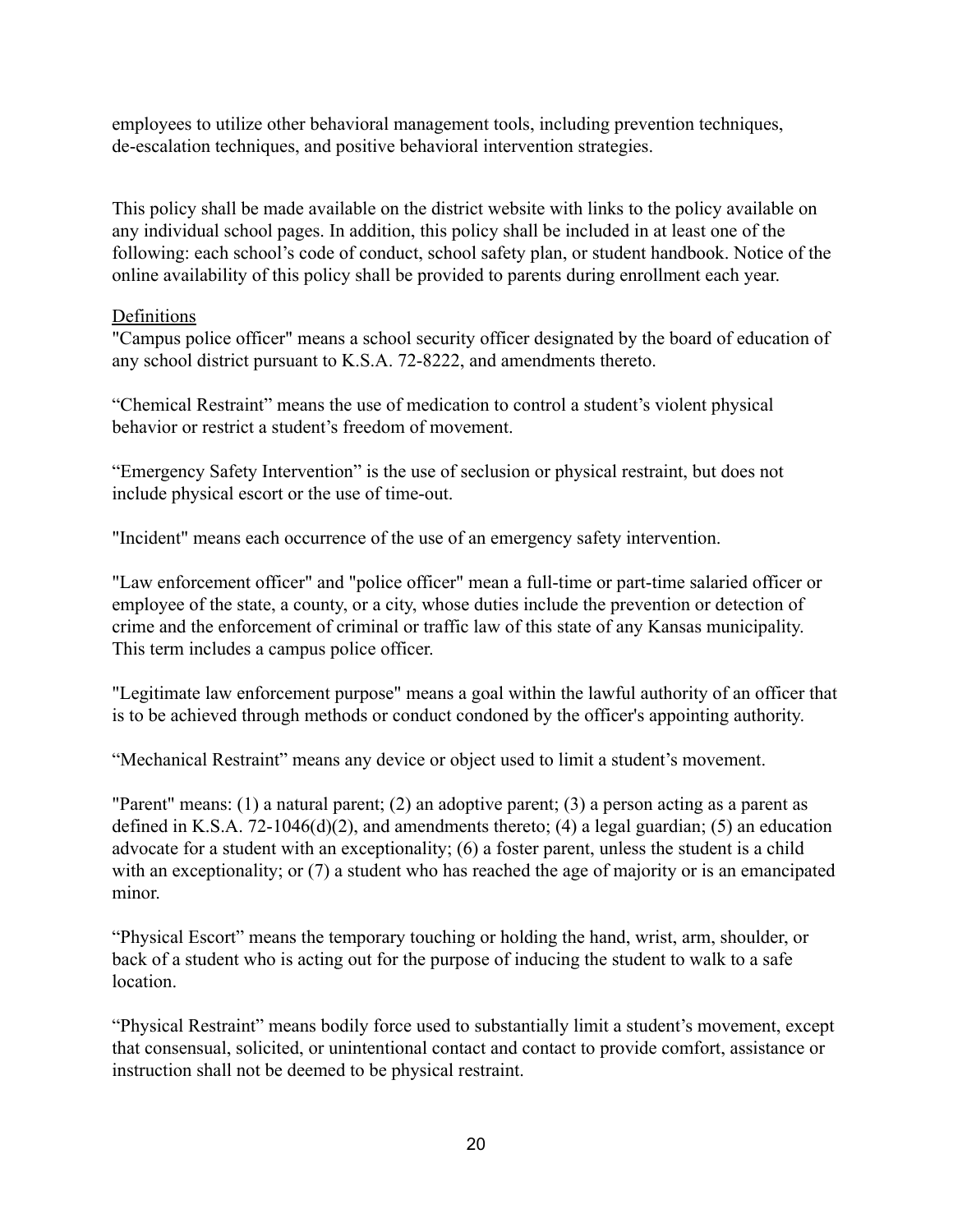employees to utilize other behavioral management tools, including prevention techniques, de-escalation techniques, and positive behavioral intervention strategies.

This policy shall be made available on the district website with links to the policy available on any individual school pages. In addition, this policy shall be included in at least one of the following: each school's code of conduct, school safety plan, or student handbook. Notice of the online availability of this policy shall be provided to parents during enrollment each year.

Definitions

"Campus police officer" means a school security officer designated by the board of education of any school district pursuant to K.S.A. 72-8222, and amendments thereto.

"Chemical Restraint" means the use of medication to control a student's violent physical behavior or restrict a student's freedom of movement.

"Emergency Safety Intervention" is the use of seclusion or physical restraint, but does not include physical escort or the use of time-out.

"Incident" means each occurrence of the use of an emergency safety intervention.

"Law enforcement officer" and "police officer" mean a full-time or part-time salaried officer or employee of the state, a county, or a city, whose duties include the prevention or detection of crime and the enforcement of criminal or traffic law of this state of any Kansas municipality. This term includes a campus police officer.

"Legitimate law enforcement purpose" means a goal within the lawful authority of an officer that is to be achieved through methods or conduct condoned by the officer's appointing authority.

"Mechanical Restraint" means any device or object used to limit a student's movement.

"Parent" means: (1) a natural parent; (2) an adoptive parent; (3) a person acting as a parent as defined in K.S.A. 72-1046(d)(2), and amendments thereto; (4) a legal guardian; (5) an education advocate for a student with an exceptionality; (6) a foster parent, unless the student is a child with an exceptionality; or (7) a student who has reached the age of majority or is an emancipated minor.

"Physical Escort" means the temporary touching or holding the hand, wrist, arm, shoulder, or back of a student who is acting out for the purpose of inducing the student to walk to a safe location.

"Physical Restraint" means bodily force used to substantially limit a student's movement, except that consensual, solicited, or unintentional contact and contact to provide comfort, assistance or instruction shall not be deemed to be physical restraint.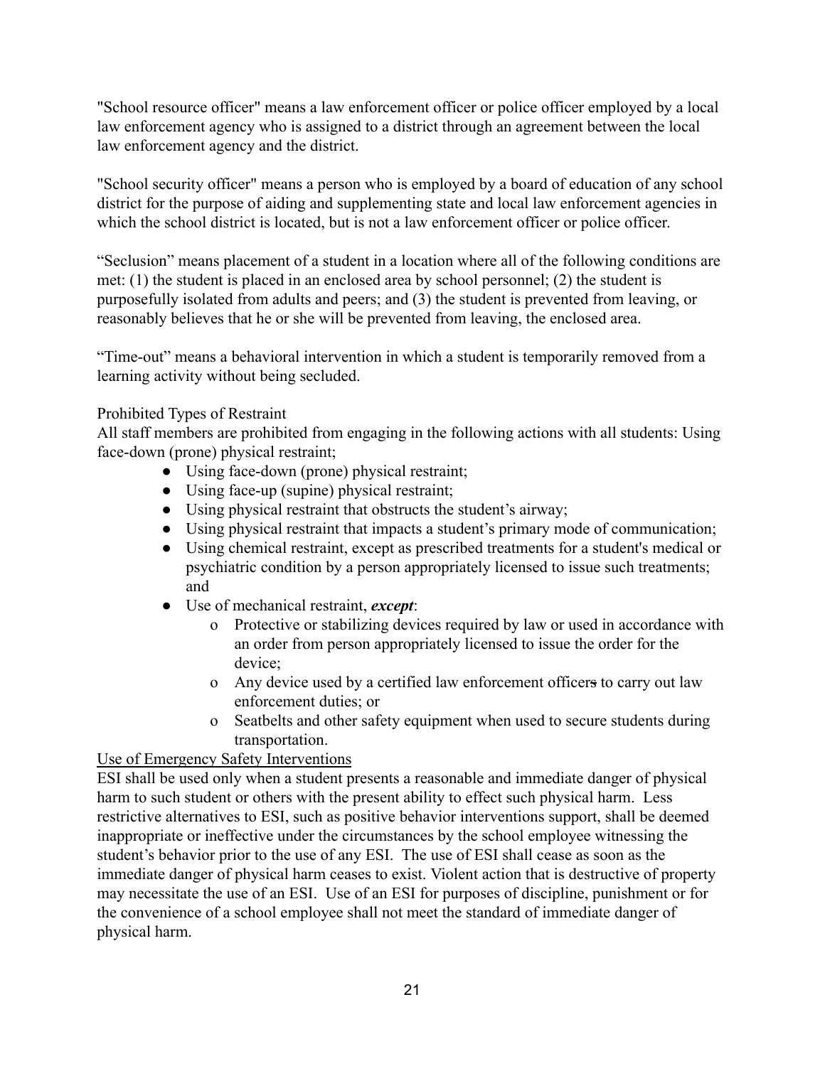"School resource officer" means a law enforcement officer or police officer employed by a local law enforcement agency who is assigned to a district through an agreement between the local law enforcement agency and the district.

"School security officer" means a person who is employed by a board of education of any school district for the purpose of aiding and supplementing state and local law enforcement agencies in which the school district is located, but is not a law enforcement officer or police officer.

"Seclusion" means placement of a student in a location where all of the following conditions are met: (1) the student is placed in an enclosed area by school personnel; (2) the student is purposefully isolated from adults and peers; and (3) the student is prevented from leaving, or reasonably believes that he or she will be prevented from leaving, the enclosed area.

"Time-out" means a behavioral intervention in which a student is temporarily removed from a learning activity without being secluded.

Prohibited Types of Restraint

All staff members are prohibited from engaging in the following actions with all students: Using face-down (prone) physical restraint;

- Using face-down (prone) physical restraint;
- Using face-up (supine) physical restraint;
- Using physical restraint that obstructs the student's airway;
- Using physical restraint that impacts a student's primary mode of communication;
- Using chemical restraint, except as prescribed treatments for a student's medical or psychiatric condition by a person appropriately licensed to issue such treatments; and
- Use of mechanical restraint, ***except***:
  - o Protective or stabilizing devices required by law or used in accordance with an order from person appropriately licensed to issue the order for the device;
  - o Any device used by a certified law enforcement officer~~s~~ to carry out law enforcement duties; or
  - o Seatbelts and other safety equipment when used to secure students during transportation.

<u>Use of Emergency Safety Interventions</u>

ESI shall be used only when a student presents a reasonable and immediate danger of physical harm to such student or others with the present ability to effect such physical harm. Less restrictive alternatives to ESI, such as positive behavior interventions support, shall be deemed inappropriate or ineffective under the circumstances by the school employee witnessing the student's behavior prior to the use of any ESI. The use of ESI shall cease as soon as the immediate danger of physical harm ceases to exist. Violent action that is destructive of property may necessitate the use of an ESI. Use of an ESI for purposes of discipline, punishment or for the convenience of a school employee shall not meet the standard of immediate danger of physical harm.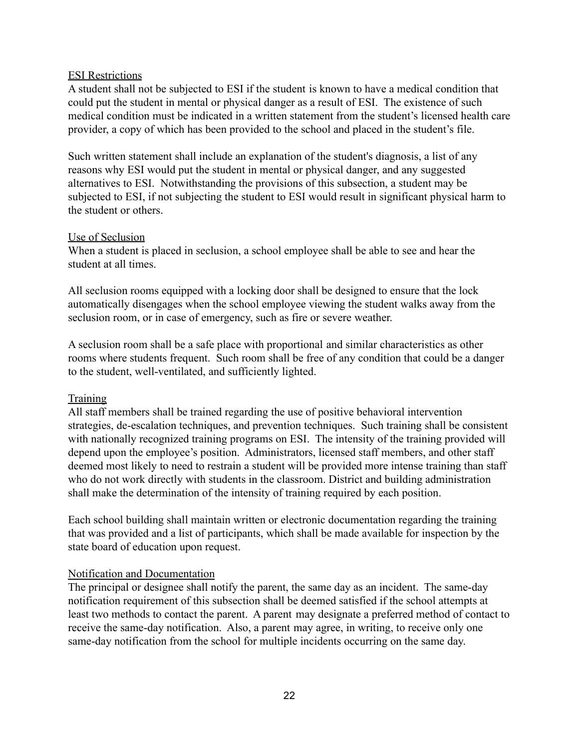ESI Restrictions

A student shall not be subjected to ESI if the student is known to have a medical condition that could put the student in mental or physical danger as a result of ESI. The existence of such medical condition must be indicated in a written statement from the student's licensed health care provider, a copy of which has been provided to the school and placed in the student's file.

Such written statement shall include an explanation of the student's diagnosis, a list of any reasons why ESI would put the student in mental or physical danger, and any suggested alternatives to ESI. Notwithstanding the provisions of this subsection, a student may be subjected to ESI, if not subjecting the student to ESI would result in significant physical harm to the student or others.

Use of Seclusion

When a student is placed in seclusion, a school employee shall be able to see and hear the student at all times.

All seclusion rooms equipped with a locking door shall be designed to ensure that the lock automatically disengages when the school employee viewing the student walks away from the seclusion room, or in case of emergency, such as fire or severe weather.

A seclusion room shall be a safe place with proportional and similar characteristics as other rooms where students frequent. Such room shall be free of any condition that could be a danger to the student, well-ventilated, and sufficiently lighted.

Training

All staff members shall be trained regarding the use of positive behavioral intervention strategies, de-escalation techniques, and prevention techniques. Such training shall be consistent with nationally recognized training programs on ESI. The intensity of the training provided will depend upon the employee's position. Administrators, licensed staff members, and other staff deemed most likely to need to restrain a student will be provided more intense training than staff who do not work directly with students in the classroom. District and building administration shall make the determination of the intensity of training required by each position.

Each school building shall maintain written or electronic documentation regarding the training that was provided and a list of participants, which shall be made available for inspection by the state board of education upon request.

Notification and Documentation

The principal or designee shall notify the parent, the same day as an incident. The same-day notification requirement of this subsection shall be deemed satisfied if the school attempts at least two methods to contact the parent. A parent may designate a preferred method of contact to receive the same-day notification. Also, a parent may agree, in writing, to receive only one same-day notification from the school for multiple incidents occurring on the same day.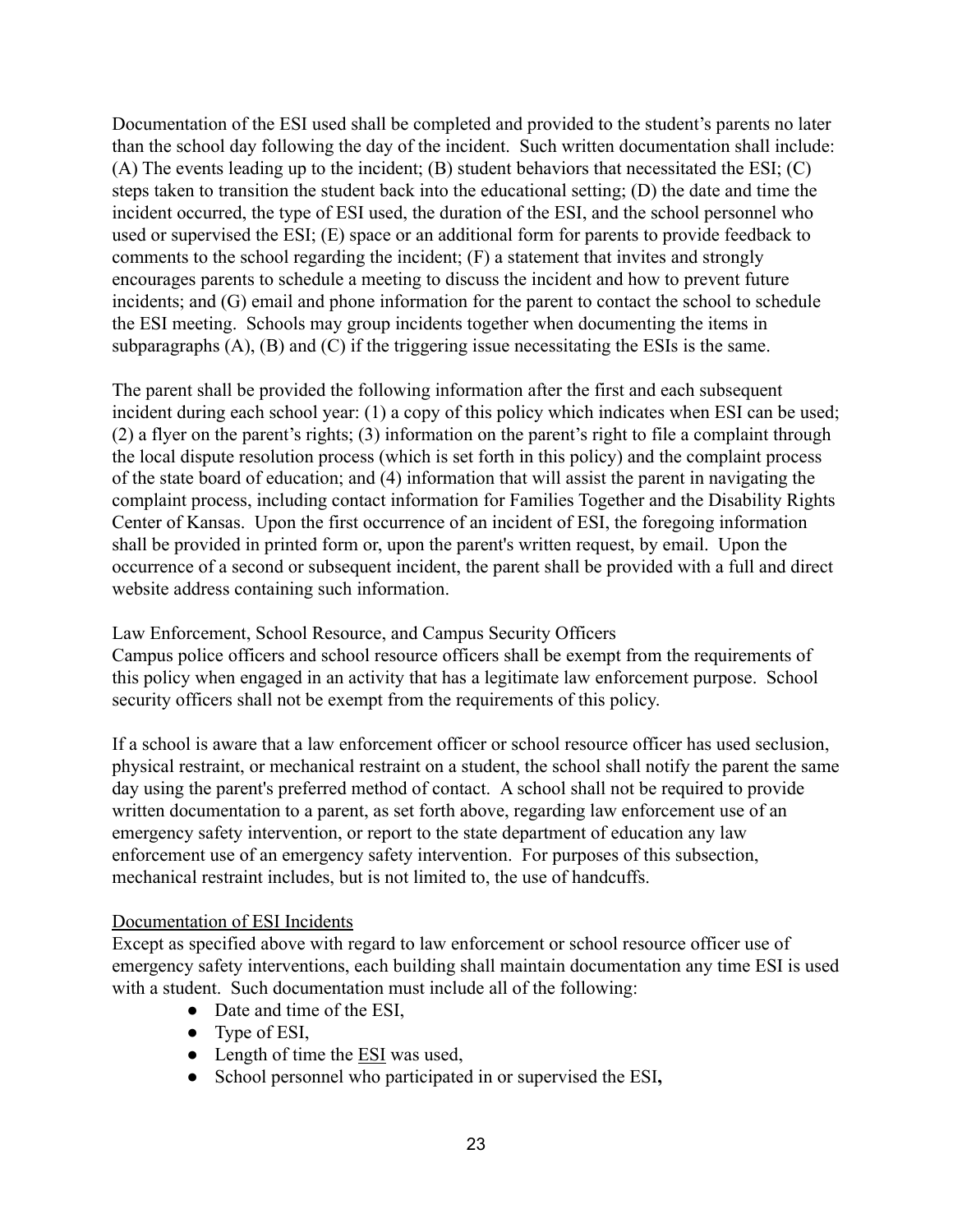Documentation of the ESI used shall be completed and provided to the student's parents no later than the school day following the day of the incident. Such written documentation shall include: (A) The events leading up to the incident; (B) student behaviors that necessitated the ESI; (C) steps taken to transition the student back into the educational setting; (D) the date and time the incident occurred, the type of ESI used, the duration of the ESI, and the school personnel who used or supervised the ESI; (E) space or an additional form for parents to provide feedback to comments to the school regarding the incident; (F) a statement that invites and strongly encourages parents to schedule a meeting to discuss the incident and how to prevent future incidents; and (G) email and phone information for the parent to contact the school to schedule the ESI meeting. Schools may group incidents together when documenting the items in subparagraphs (A), (B) and (C) if the triggering issue necessitating the ESIs is the same.

The parent shall be provided the following information after the first and each subsequent incident during each school year: (1) a copy of this policy which indicates when ESI can be used; (2) a flyer on the parent's rights; (3) information on the parent's right to file a complaint through the local dispute resolution process (which is set forth in this policy) and the complaint process of the state board of education; and (4) information that will assist the parent in navigating the complaint process, including contact information for Families Together and the Disability Rights Center of Kansas. Upon the first occurrence of an incident of ESI, the foregoing information shall be provided in printed form or, upon the parent's written request, by email. Upon the occurrence of a second or subsequent incident, the parent shall be provided with a full and direct website address containing such information.

Law Enforcement, School Resource, and Campus Security Officers

Campus police officers and school resource officers shall be exempt from the requirements of this policy when engaged in an activity that has a legitimate law enforcement purpose. School security officers shall not be exempt from the requirements of this policy.

If a school is aware that a law enforcement officer or school resource officer has used seclusion, physical restraint, or mechanical restraint on a student, the school shall notify the parent the same day using the parent's preferred method of contact. A school shall not be required to provide written documentation to a parent, as set forth above, regarding law enforcement use of an emergency safety intervention, or report to the state department of education any law enforcement use of an emergency safety intervention. For purposes of this subsection, mechanical restraint includes, but is not limited to, the use of handcuffs.

<u>Documentation of ESI Incidents</u>

Except as specified above with regard to law enforcement or school resource officer use of emergency safety interventions, each building shall maintain documentation any time ESI is used with a student. Such documentation must include all of the following:

- Date and time of the ESI,
- Type of ESI,
- Length of time the <u>ESI</u> was used,
- School personnel who participated in or supervised the ESI,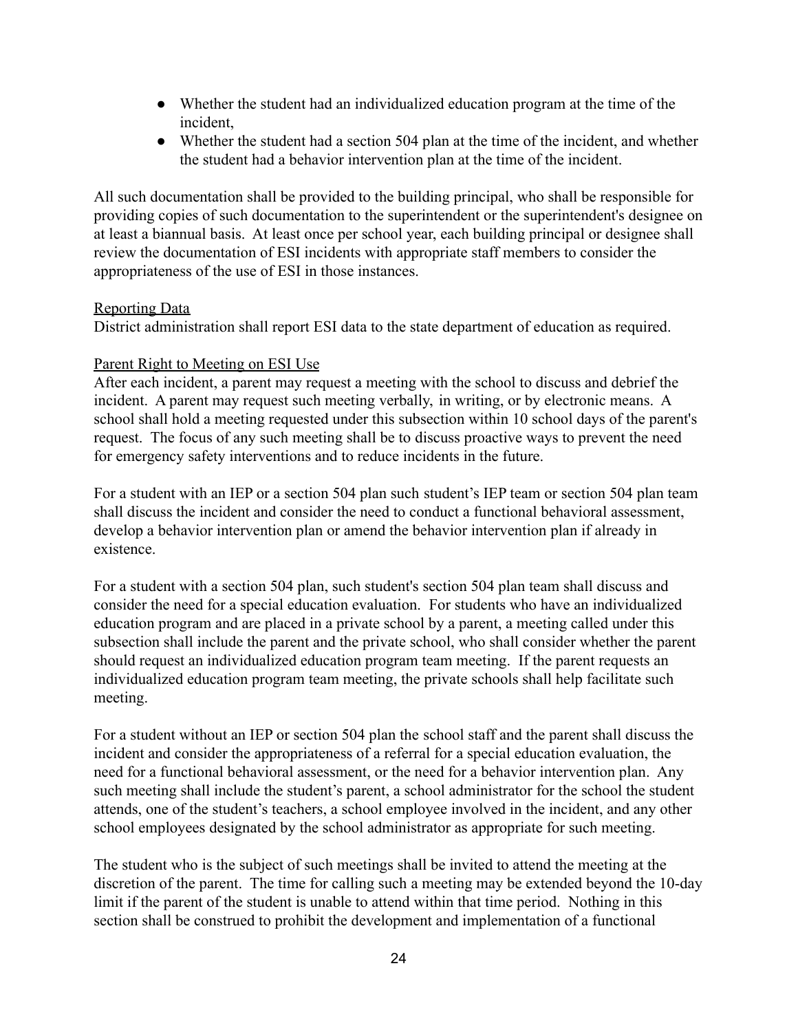- Whether the student had an individualized education program at the time of the incident,
- Whether the student had a section 504 plan at the time of the incident, and whether the student had a behavior intervention plan at the time of the incident.

All such documentation shall be provided to the building principal, who shall be responsible for providing copies of such documentation to the superintendent or the superintendent's designee on at least a biannual basis. At least once per school year, each building principal or designee shall review the documentation of ESI incidents with appropriate staff members to consider the appropriateness of the use of ESI in those instances.

<u>Reporting Data</u>
District administration shall report ESI data to the state department of education as required.

<u>Parent Right to Meeting on ESI Use</u>
After each incident, a parent may request a meeting with the school to discuss and debrief the incident. A parent may request such meeting verbally, in writing, or by electronic means. A school shall hold a meeting requested under this subsection within 10 school days of the parent's request. The focus of any such meeting shall be to discuss proactive ways to prevent the need for emergency safety interventions and to reduce incidents in the future.

For a student with an IEP or a section 504 plan such student's IEP team or section 504 plan team shall discuss the incident and consider the need to conduct a functional behavioral assessment, develop a behavior intervention plan or amend the behavior intervention plan if already in existence.

For a student with a section 504 plan, such student's section 504 plan team shall discuss and consider the need for a special education evaluation. For students who have an individualized education program and are placed in a private school by a parent, a meeting called under this subsection shall include the parent and the private school, who shall consider whether the parent should request an individualized education program team meeting. If the parent requests an individualized education program team meeting, the private schools shall help facilitate such meeting.

For a student without an IEP or section 504 plan the school staff and the parent shall discuss the incident and consider the appropriateness of a referral for a special education evaluation, the need for a functional behavioral assessment, or the need for a behavior intervention plan. Any such meeting shall include the student's parent, a school administrator for the school the student attends, one of the student's teachers, a school employee involved in the incident, and any other school employees designated by the school administrator as appropriate for such meeting.

The student who is the subject of such meetings shall be invited to attend the meeting at the discretion of the parent. The time for calling such a meeting may be extended beyond the 10-day limit if the parent of the student is unable to attend within that time period. Nothing in this section shall be construed to prohibit the development and implementation of a functional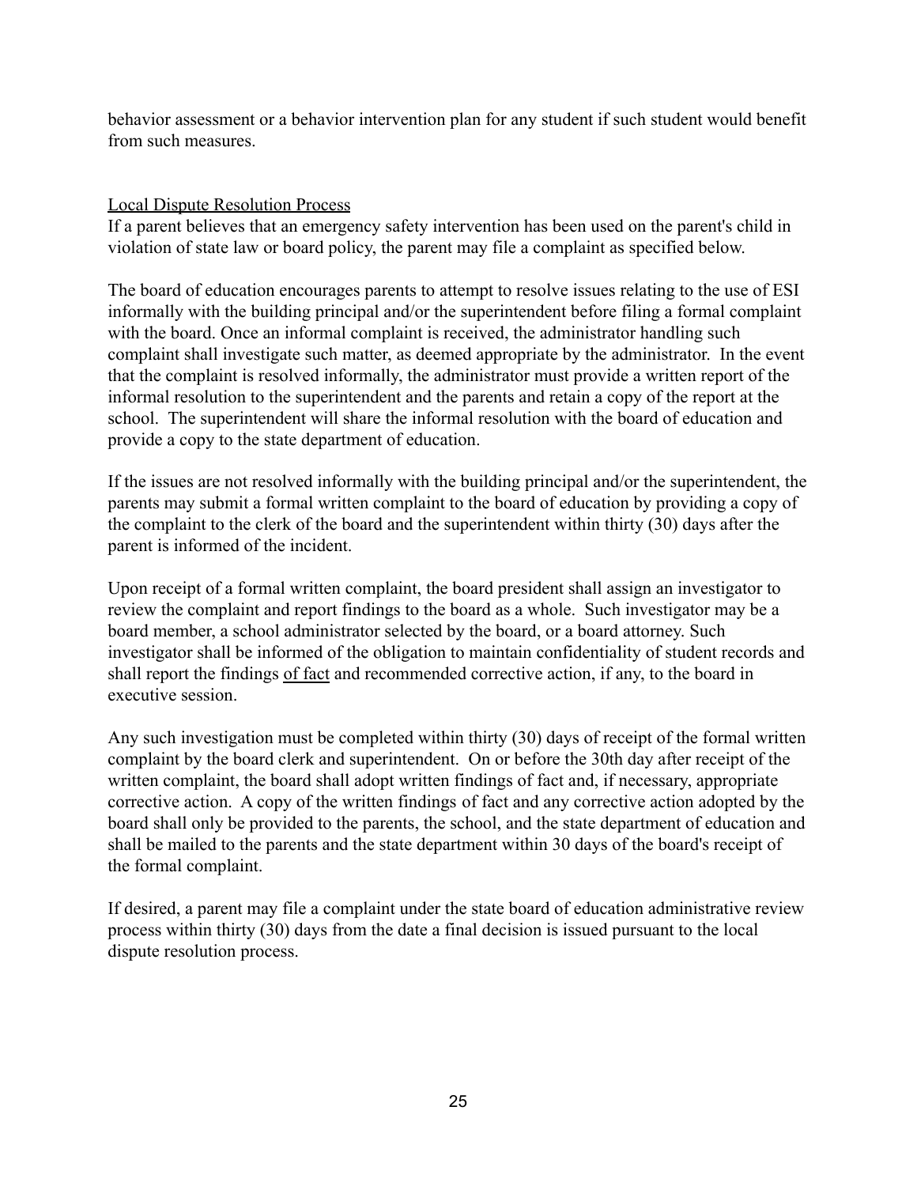behavior assessment or a behavior intervention plan for any student if such student would benefit from such measures.

<u>Local Dispute Resolution Process</u>

If a parent believes that an emergency safety intervention has been used on the parent's child in violation of state law or board policy, the parent may file a complaint as specified below.

The board of education encourages parents to attempt to resolve issues relating to the use of ESI informally with the building principal and/or the superintendent before filing a formal complaint with the board. Once an informal complaint is received, the administrator handling such complaint shall investigate such matter, as deemed appropriate by the administrator. In the event that the complaint is resolved informally, the administrator must provide a written report of the informal resolution to the superintendent and the parents and retain a copy of the report at the school. The superintendent will share the informal resolution with the board of education and provide a copy to the state department of education.

If the issues are not resolved informally with the building principal and/or the superintendent, the parents may submit a formal written complaint to the board of education by providing a copy of the complaint to the clerk of the board and the superintendent within thirty (30) days after the parent is informed of the incident.

Upon receipt of a formal written complaint, the board president shall assign an investigator to review the complaint and report findings to the board as a whole. Such investigator may be a board member, a school administrator selected by the board, or a board attorney. Such investigator shall be informed of the obligation to maintain confidentiality of student records and shall report the findings <u>of fact</u> and recommended corrective action, if any, to the board in executive session.

Any such investigation must be completed within thirty (30) days of receipt of the formal written complaint by the board clerk and superintendent. On or before the 30th day after receipt of the written complaint, the board shall adopt written findings of fact and, if necessary, appropriate corrective action. A copy of the written findings of fact and any corrective action adopted by the board shall only be provided to the parents, the school, and the state department of education and shall be mailed to the parents and the state department within 30 days of the board's receipt of the formal complaint.

If desired, a parent may file a complaint under the state board of education administrative review process within thirty (30) days from the date a final decision is issued pursuant to the local dispute resolution process.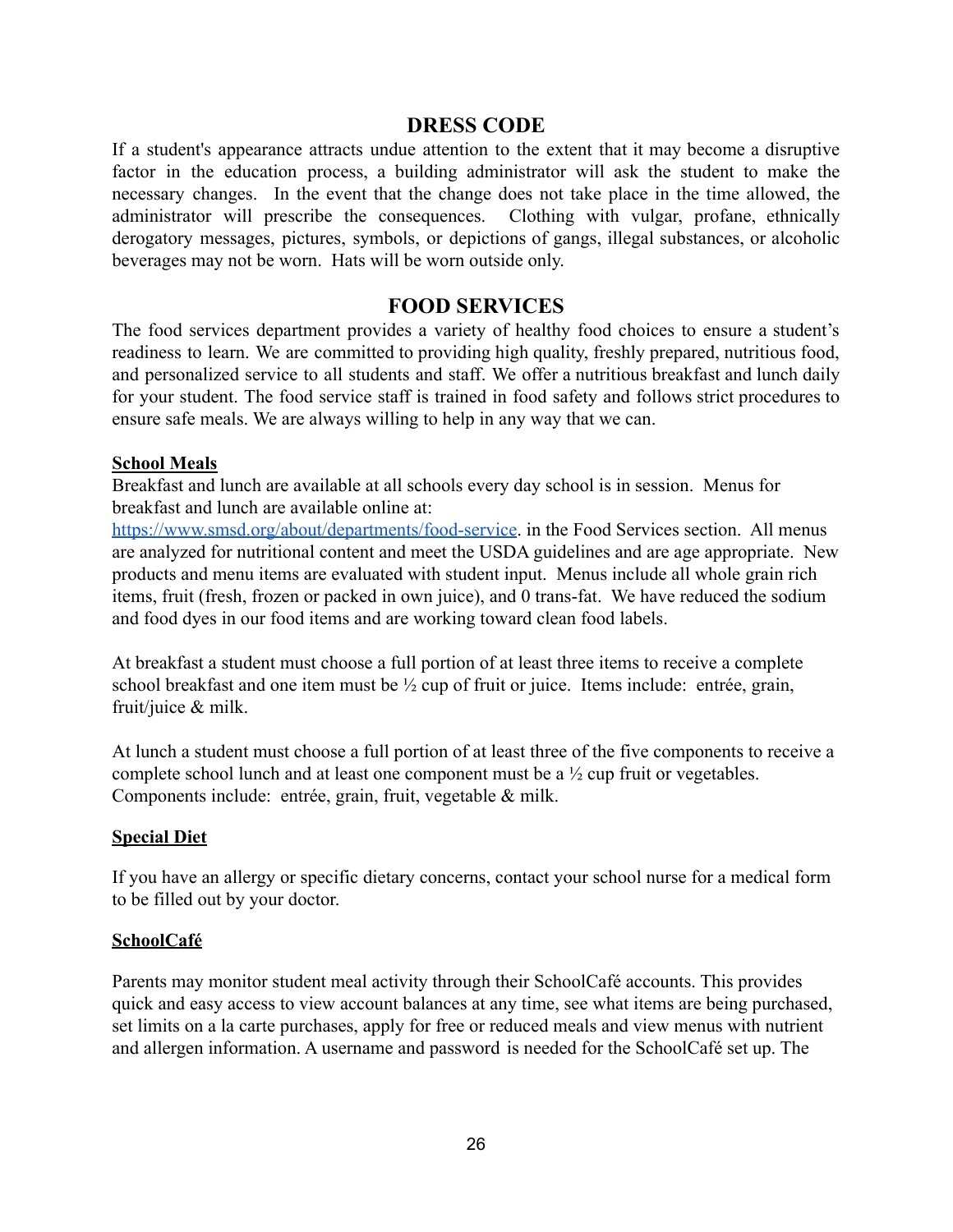## DRESS CODE

If a student's appearance attracts undue attention to the extent that it may become a disruptive factor in the education process, a building administrator will ask the student to make the necessary changes. In the event that the change does not take place in the time allowed, the administrator will prescribe the consequences. Clothing with vulgar, profane, ethnically derogatory messages, pictures, symbols, or depictions of gangs, illegal substances, or alcoholic beverages may not be worn. Hats will be worn outside only.

## FOOD SERVICES

The food services department provides a variety of healthy food choices to ensure a student's readiness to learn. We are committed to providing high quality, freshly prepared, nutritious food, and personalized service to all students and staff. We offer a nutritious breakfast and lunch daily for your student. The food service staff is trained in food safety and follows strict procedures to ensure safe meals. We are always willing to help in any way that we can.

### School Meals

Breakfast and lunch are available at all schools every day school is in session. Menus for breakfast and lunch are available online at: [https://www.smsd.org/about/departments/food-service](https://www.smsd.org/about/departments/food-service). in the Food Services section. All menus are analyzed for nutritional content and meet the USDA guidelines and are age appropriate. New products and menu items are evaluated with student input. Menus include all whole grain rich items, fruit (fresh, frozen or packed in own juice), and 0 trans-fat. We have reduced the sodium and food dyes in our food items and are working toward clean food labels.

At breakfast a student must choose a full portion of at least three items to receive a complete school breakfast and one item must be ½ cup of fruit or juice. Items include: entrée, grain, fruit/juice & milk.

At lunch a student must choose a full portion of at least three of the five components to receive a complete school lunch and at least one component must be a ½ cup fruit or vegetables. Components include: entrée, grain, fruit, vegetable & milk.

### Special Diet

If you have an allergy or specific dietary concerns, contact your school nurse for a medical form to be filled out by your doctor.

### SchoolCafé

Parents may monitor student meal activity through their SchoolCafé accounts. This provides quick and easy access to view account balances at any time, see what items are being purchased, set limits on a la carte purchases, apply for free or reduced meals and view menus with nutrient and allergen information. A username and password is needed for the SchoolCafé set up. The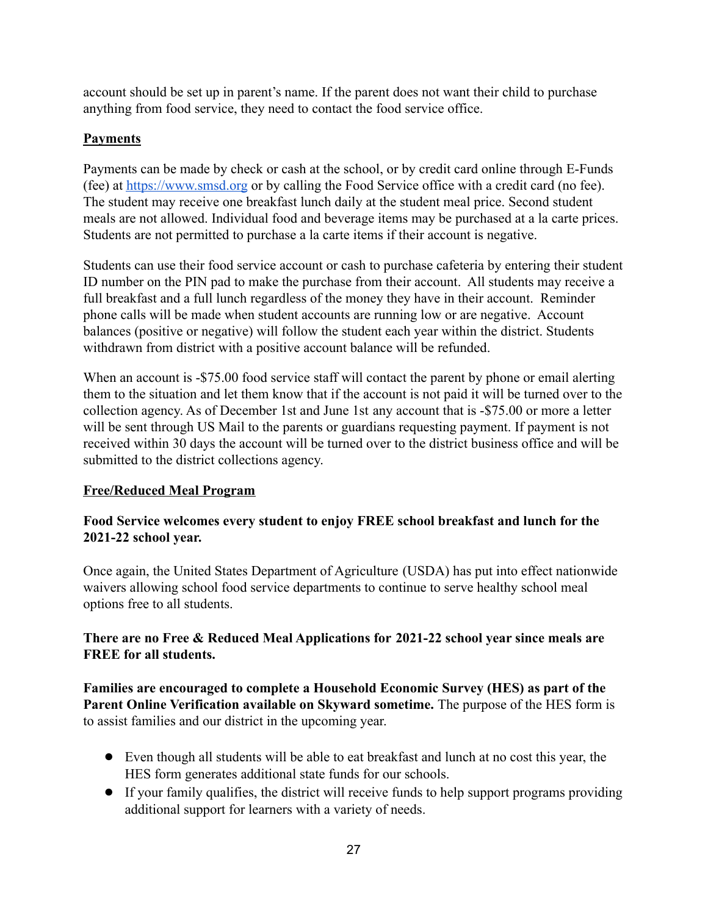account should be set up in parent's name. If the parent does not want their child to purchase anything from food service, they need to contact the food service office.

**Payments**

Payments can be made by check or cash at the school, or by credit card online through E-Funds (fee) at [https://www.smsd.org](https://www.smsd.org) or by calling the Food Service office with a credit card (no fee). The student may receive one breakfast lunch daily at the student meal price. Second student meals are not allowed. Individual food and beverage items may be purchased at a la carte prices. Students are not permitted to purchase a la carte items if their account is negative.

Students can use their food service account or cash to purchase cafeteria by entering their student ID number on the PIN pad to make the purchase from their account. All students may receive a full breakfast and a full lunch regardless of the money they have in their account. Reminder phone calls will be made when student accounts are running low or are negative. Account balances (positive or negative) will follow the student each year within the district. Students withdrawn from district with a positive account balance will be refunded.

When an account is -$75.00 food service staff will contact the parent by phone or email alerting them to the situation and let them know that if the account is not paid it will be turned over to the collection agency. As of December 1st and June 1st any account that is -$75.00 or more a letter will be sent through US Mail to the parents or guardians requesting payment. If payment is not received within 30 days the account will be turned over to the district business office and will be submitted to the district collections agency.

**Free/Reduced Meal Program**

**Food Service welcomes every student to enjoy FREE school breakfast and lunch for the 2021-22 school year.**

Once again, the United States Department of Agriculture (USDA) has put into effect nationwide waivers allowing school food service departments to continue to serve healthy school meal options free to all students.

**There are no Free & Reduced Meal Applications for 2021-22 school year since meals are FREE for all students.**

**Families are encouraged to complete a Household Economic Survey (HES) as part of the Parent Online Verification available on Skyward sometime.** The purpose of the HES form is to assist families and our district in the upcoming year.

- Even though all students will be able to eat breakfast and lunch at no cost this year, the HES form generates additional state funds for our schools.
- If your family qualifies, the district will receive funds to help support programs providing additional support for learners with a variety of needs.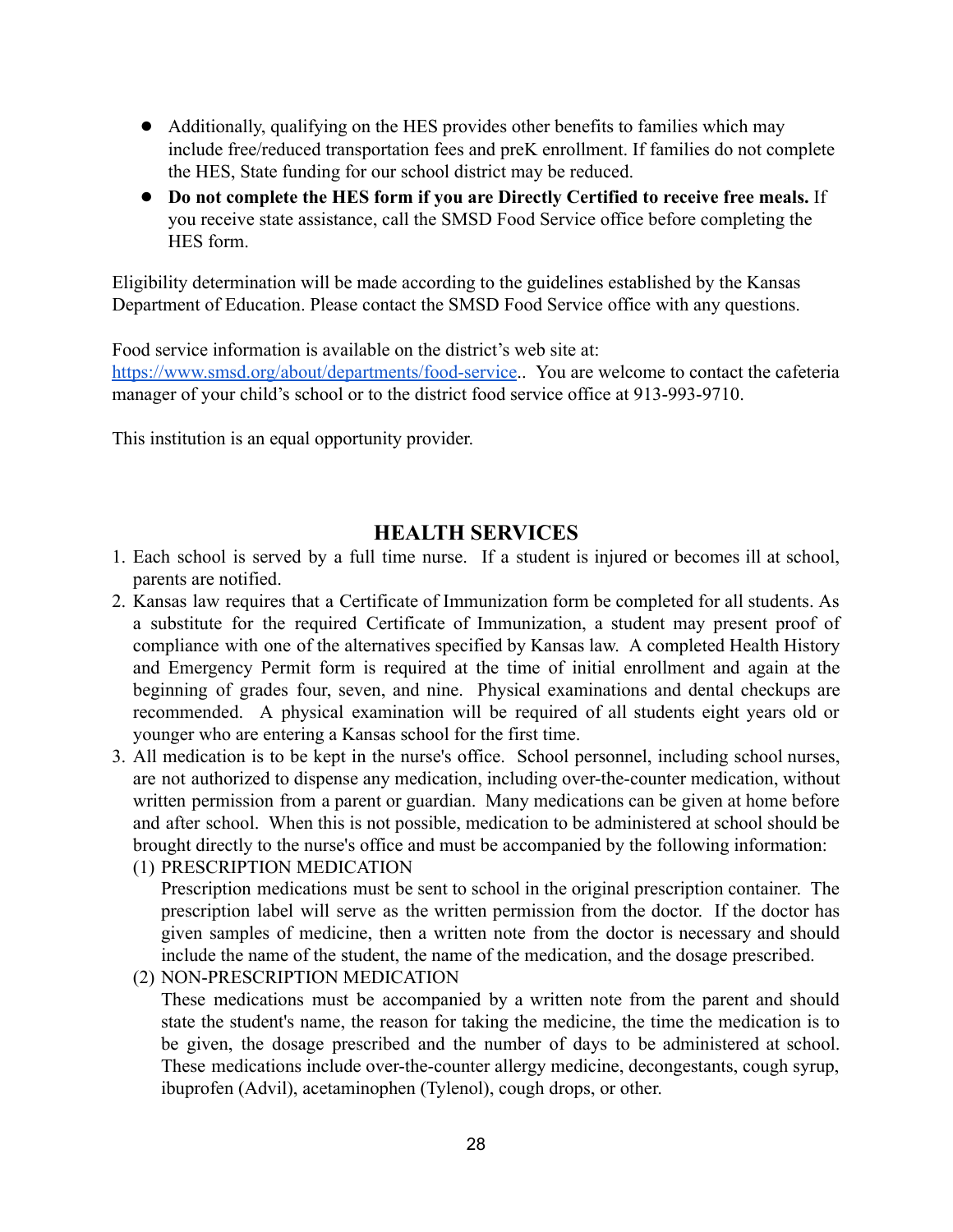- Additionally, qualifying on the HES provides other benefits to families which may include free/reduced transportation fees and preK enrollment. If families do not complete the HES, State funding for our school district may be reduced.
- **Do not complete the HES form if you are Directly Certified to receive free meals.** If you receive state assistance, call the SMSD Food Service office before completing the HES form.

Eligibility determination will be made according to the guidelines established by the Kansas Department of Education. Please contact the SMSD Food Service office with any questions.

Food service information is available on the district's web site at: [https://www.smsd.org/about/departments/food-service](https://www.smsd.org/about/departments/food-service).. You are welcome to contact the cafeteria manager of your child's school or to the district food service office at 913-993-9710.

This institution is an equal opportunity provider.

## HEALTH SERVICES

1. Each school is served by a full time nurse. If a student is injured or becomes ill at school, parents are notified.
2. Kansas law requires that a Certificate of Immunization form be completed for all students. As a substitute for the required Certificate of Immunization, a student may present proof of compliance with one of the alternatives specified by Kansas law. A completed Health History and Emergency Permit form is required at the time of initial enrollment and again at the beginning of grades four, seven, and nine. Physical examinations and dental checkups are recommended. A physical examination will be required of all students eight years old or younger who are entering a Kansas school for the first time.
3. All medication is to be kept in the nurse's office. School personnel, including school nurses, are not authorized to dispense any medication, including over-the-counter medication, without written permission from a parent or guardian. Many medications can be given at home before and after school. When this is not possible, medication to be administered at school should be brought directly to the nurse's office and must be accompanied by the following information:
   (1) PRESCRIPTION MEDICATION
   Prescription medications must be sent to school in the original prescription container. The prescription label will serve as the written permission from the doctor. If the doctor has given samples of medicine, then a written note from the doctor is necessary and should include the name of the student, the name of the medication, and the dosage prescribed.
   (2) NON-PRESCRIPTION MEDICATION
   These medications must be accompanied by a written note from the parent and should state the student's name, the reason for taking the medicine, the time the medication is to be given, the dosage prescribed and the number of days to be administered at school. These medications include over-the-counter allergy medicine, decongestants, cough syrup, ibuprofen (Advil), acetaminophen (Tylenol), cough drops, or other.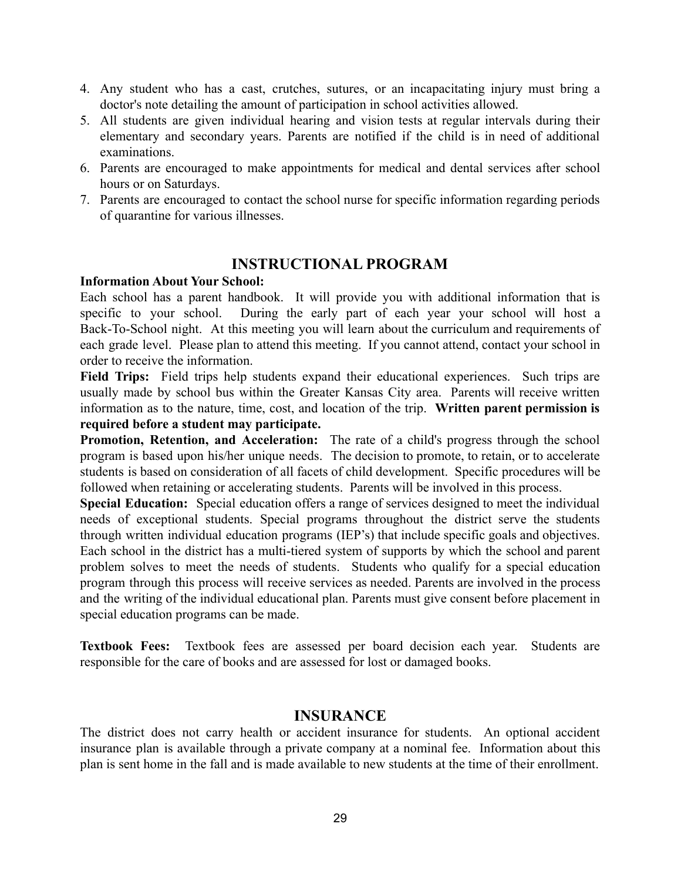4. Any student who has a cast, crutches, sutures, or an incapacitating injury must bring a doctor's note detailing the amount of participation in school activities allowed.
5. All students are given individual hearing and vision tests at regular intervals during their elementary and secondary years. Parents are notified if the child is in need of additional examinations.
6. Parents are encouraged to make appointments for medical and dental services after school hours or on Saturdays.
7. Parents are encouraged to contact the school nurse for specific information regarding periods of quarantine for various illnesses.

## INSTRUCTIONAL PROGRAM

**Information About Your School:**
Each school has a parent handbook. It will provide you with additional information that is specific to your school. During the early part of each year your school will host a Back-To-School night. At this meeting you will learn about the curriculum and requirements of each grade level. Please plan to attend this meeting. If you cannot attend, contact your school in order to receive the information.

**Field Trips:** Field trips help students expand their educational experiences. Such trips are usually made by school bus within the Greater Kansas City area. Parents will receive written information as to the nature, time, cost, and location of the trip. **Written parent permission is required before a student may participate.**

**Promotion, Retention, and Acceleration:** The rate of a child's progress through the school program is based upon his/her unique needs. The decision to promote, to retain, or to accelerate students is based on consideration of all facets of child development. Specific procedures will be followed when retaining or accelerating students. Parents will be involved in this process.

**Special Education:** Special education offers a range of services designed to meet the individual needs of exceptional students. Special programs throughout the district serve the students through written individual education programs (IEP's) that include specific goals and objectives. Each school in the district has a multi-tiered system of supports by which the school and parent problem solves to meet the needs of students. Students who qualify for a special education program through this process will receive services as needed. Parents are involved in the process and the writing of the individual educational plan. Parents must give consent before placement in special education programs can be made.

**Textbook Fees:** Textbook fees are assessed per board decision each year. Students are responsible for the care of books and are assessed for lost or damaged books.

## INSURANCE

The district does not carry health or accident insurance for students. An optional accident insurance plan is available through a private company at a nominal fee. Information about this plan is sent home in the fall and is made available to new students at the time of their enrollment.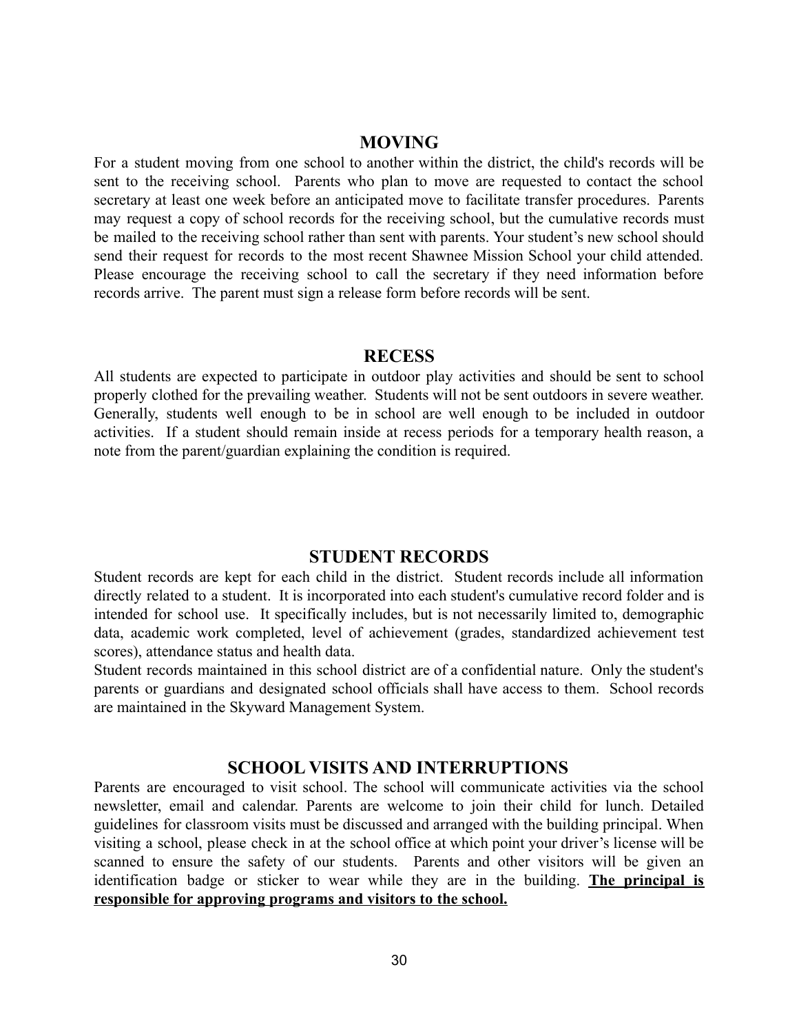## MOVING

For a student moving from one school to another within the district, the child's records will be sent to the receiving school. Parents who plan to move are requested to contact the school secretary at least one week before an anticipated move to facilitate transfer procedures. Parents may request a copy of school records for the receiving school, but the cumulative records must be mailed to the receiving school rather than sent with parents. Your student's new school should send their request for records to the most recent Shawnee Mission School your child attended. Please encourage the receiving school to call the secretary if they need information before records arrive. The parent must sign a release form before records will be sent.

## RECESS

All students are expected to participate in outdoor play activities and should be sent to school properly clothed for the prevailing weather. Students will not be sent outdoors in severe weather. Generally, students well enough to be in school are well enough to be included in outdoor activities. If a student should remain inside at recess periods for a temporary health reason, a note from the parent/guardian explaining the condition is required.

## STUDENT RECORDS

Student records are kept for each child in the district. Student records include all information directly related to a student. It is incorporated into each student's cumulative record folder and is intended for school use. It specifically includes, but is not necessarily limited to, demographic data, academic work completed, level of achievement (grades, standardized achievement test scores), attendance status and health data.

Student records maintained in this school district are of a confidential nature. Only the student's parents or guardians and designated school officials shall have access to them. School records are maintained in the Skyward Management System.

## SCHOOL VISITS AND INTERRUPTIONS

Parents are encouraged to visit school. The school will communicate activities via the school newsletter, email and calendar. Parents are welcome to join their child for lunch. Detailed guidelines for classroom visits must be discussed and arranged with the building principal. When visiting a school, please check in at the school office at which point your driver's license will be scanned to ensure the safety of our students. Parents and other visitors will be given an identification badge or sticker to wear while they are in the building. **<u>The principal is responsible for approving programs and visitors to the school.</u>**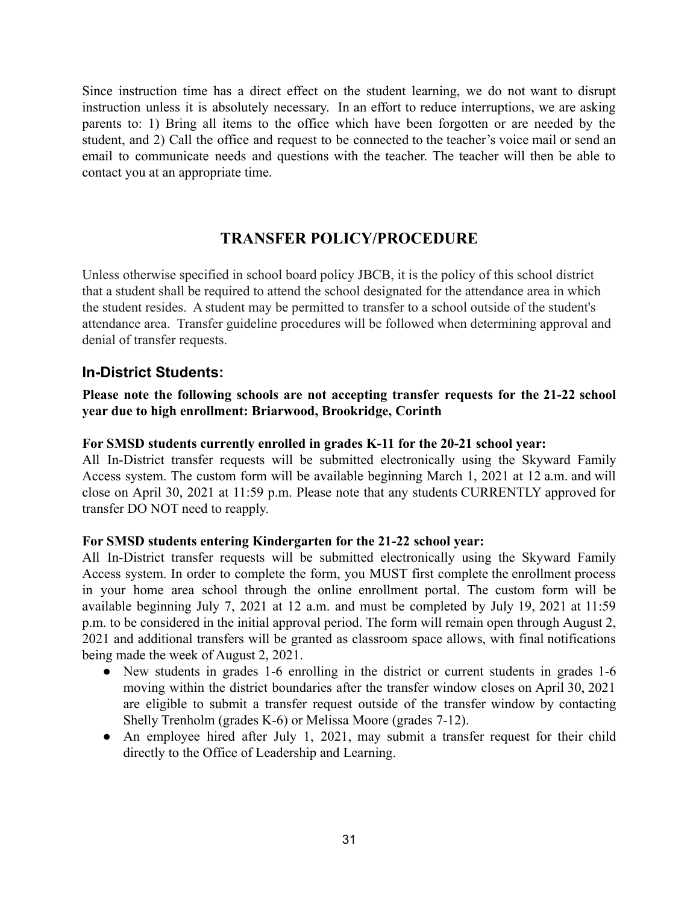Since instruction time has a direct effect on the student learning, we do not want to disrupt instruction unless it is absolutely necessary. In an effort to reduce interruptions, we are asking parents to: 1) Bring all items to the office which have been forgotten or are needed by the student, and 2) Call the office and request to be connected to the teacher's voice mail or send an email to communicate needs and questions with the teacher. The teacher will then be able to contact you at an appropriate time.

## TRANSFER POLICY/PROCEDURE

Unless otherwise specified in school board policy JBCB, it is the policy of this school district that a student shall be required to attend the school designated for the attendance area in which the student resides. A student may be permitted to transfer to a school outside of the student's attendance area. Transfer guideline procedures will be followed when determining approval and denial of transfer requests.

### In-District Students:

**Please note the following schools are not accepting transfer requests for the 21-22 school year due to high enrollment: Briarwood, Brookridge, Corinth**

**For SMSD students currently enrolled in grades K-11 for the 20-21 school year:**
All In-District transfer requests will be submitted electronically using the Skyward Family Access system. The custom form will be available beginning March 1, 2021 at 12 a.m. and will close on April 30, 2021 at 11:59 p.m. Please note that any students CURRENTLY approved for transfer DO NOT need to reapply.

**For SMSD students entering Kindergarten for the 21-22 school year:**
All In-District transfer requests will be submitted electronically using the Skyward Family Access system. In order to complete the form, you MUST first complete the enrollment process in your home area school through the online enrollment portal. The custom form will be available beginning July 7, 2021 at 12 a.m. and must be completed by July 19, 2021 at 11:59 p.m. to be considered in the initial approval period. The form will remain open through August 2, 2021 and additional transfers will be granted as classroom space allows, with final notifications being made the week of August 2, 2021.

- New students in grades 1-6 enrolling in the district or current students in grades 1-6 moving within the district boundaries after the transfer window closes on April 30, 2021 are eligible to submit a transfer request outside of the transfer window by contacting Shelly Trenholm (grades K-6) or Melissa Moore (grades 7-12).
- An employee hired after July 1, 2021, may submit a transfer request for their child directly to the Office of Leadership and Learning.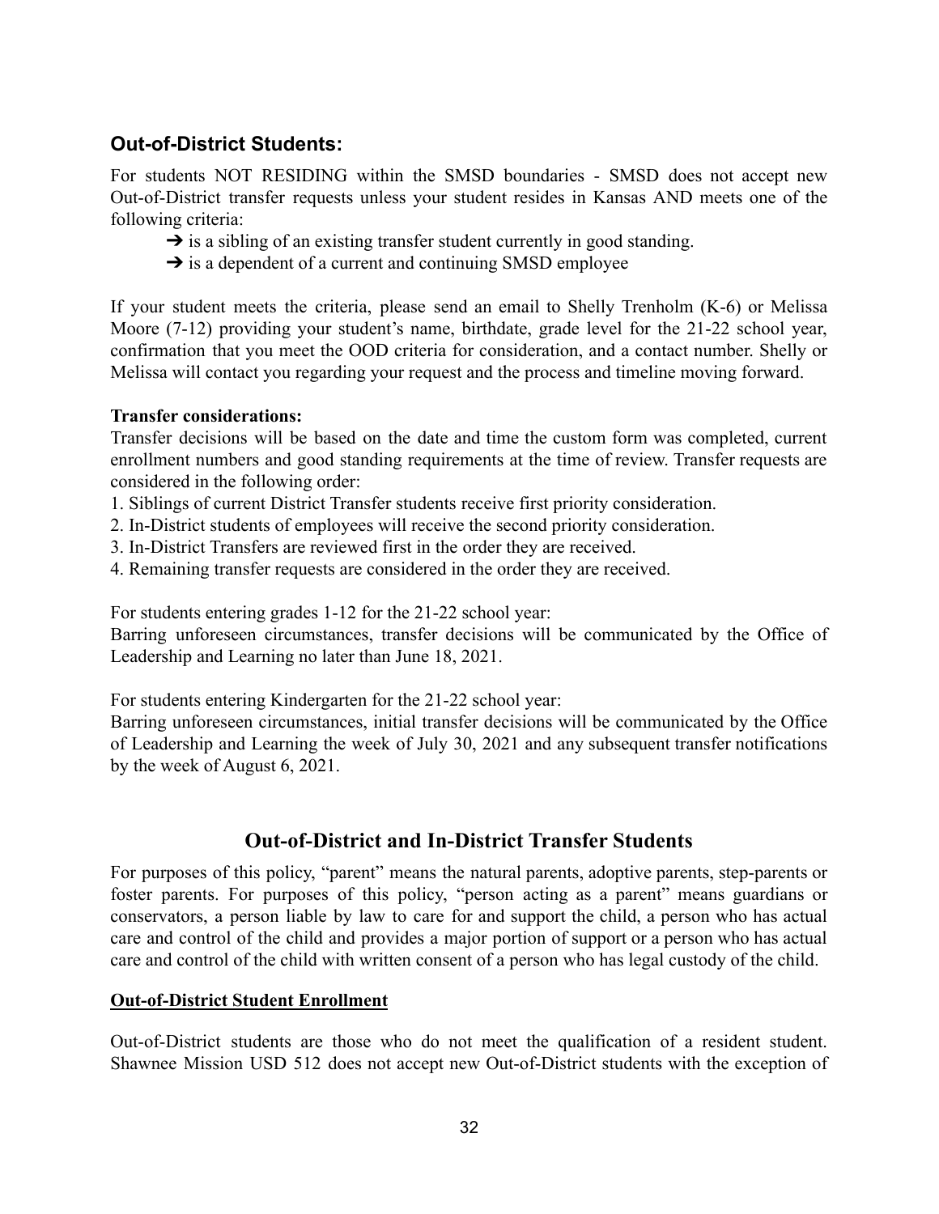## Out-of-District Students:

For students NOT RESIDING within the SMSD boundaries - SMSD does not accept new Out-of-District transfer requests unless your student resides in Kansas AND meets one of the following criteria:

- ➔ is a sibling of an existing transfer student currently in good standing.
- ➔ is a dependent of a current and continuing SMSD employee

If your student meets the criteria, please send an email to Shelly Trenholm (K-6) or Melissa Moore (7-12) providing your student's name, birthdate, grade level for the 21-22 school year, confirmation that you meet the OOD criteria for consideration, and a contact number. Shelly or Melissa will contact you regarding your request and the process and timeline moving forward.

**Transfer considerations:**
Transfer decisions will be based on the date and time the custom form was completed, current enrollment numbers and good standing requirements at the time of review. Transfer requests are considered in the following order:

1. Siblings of current District Transfer students receive first priority consideration.
2. In-District students of employees will receive the second priority consideration.
3. In-District Transfers are reviewed first in the order they are received.
4. Remaining transfer requests are considered in the order they are received.

For students entering grades 1-12 for the 21-22 school year:
Barring unforeseen circumstances, transfer decisions will be communicated by the Office of Leadership and Learning no later than June 18, 2021.

For students entering Kindergarten for the 21-22 school year:
Barring unforeseen circumstances, initial transfer decisions will be communicated by the Office of Leadership and Learning the week of July 30, 2021 and any subsequent transfer notifications by the week of August 6, 2021.

## Out-of-District and In-District Transfer Students

For purposes of this policy, "parent" means the natural parents, adoptive parents, step-parents or foster parents. For purposes of this policy, "person acting as a parent" means guardians or conservators, a person liable by law to care for and support the child, a person who has actual care and control of the child and provides a major portion of support or a person who has actual care and control of the child with written consent of a person who has legal custody of the child.

**Out-of-District Student Enrollment**

Out-of-District students are those who do not meet the qualification of a resident student. Shawnee Mission USD 512 does not accept new Out-of-District students with the exception of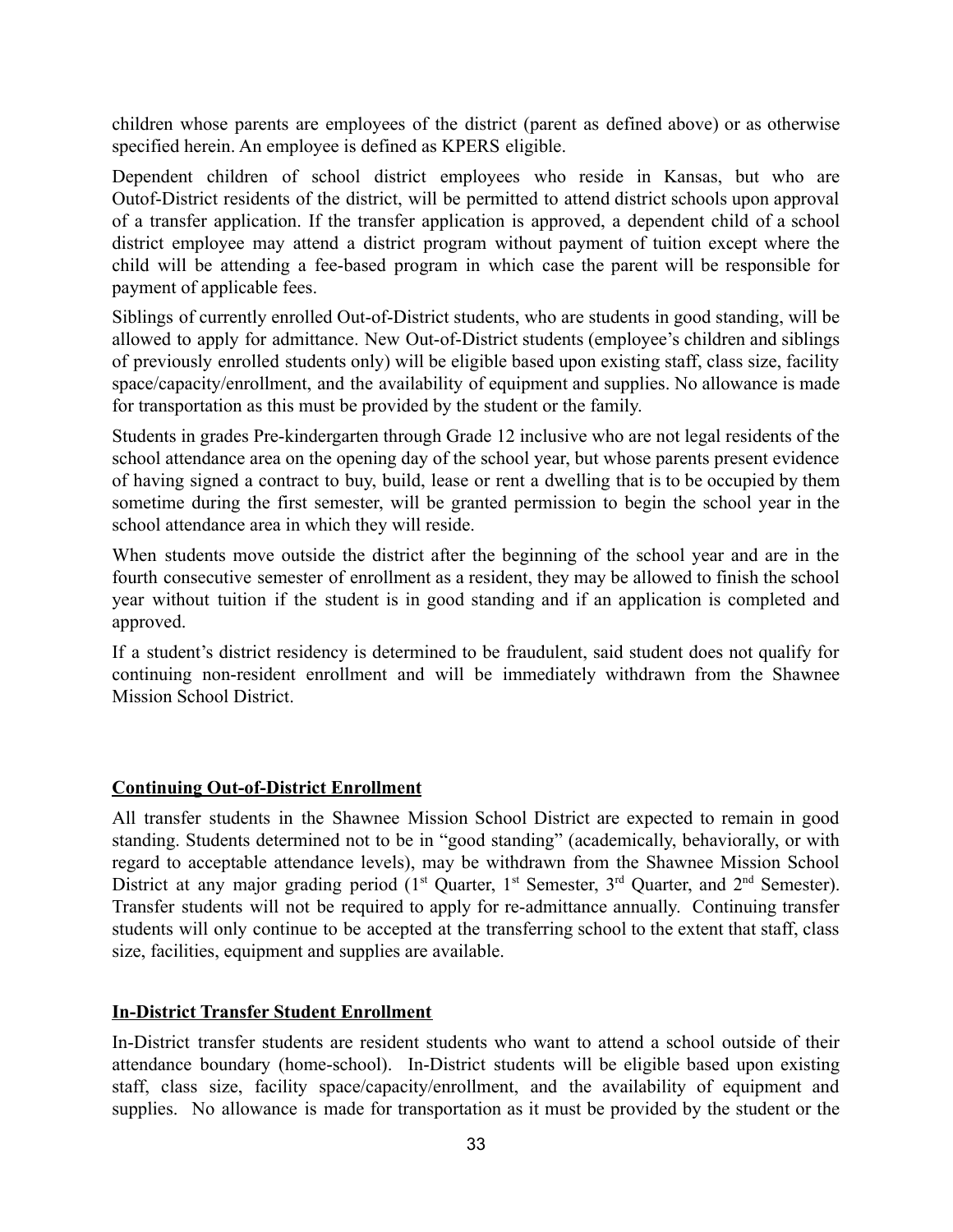children whose parents are employees of the district (parent as defined above) or as otherwise specified herein. An employee is defined as KPERS eligible.

Dependent children of school district employees who reside in Kansas, but who are Outof-District residents of the district, will be permitted to attend district schools upon approval of a transfer application. If the transfer application is approved, a dependent child of a school district employee may attend a district program without payment of tuition except where the child will be attending a fee-based program in which case the parent will be responsible for payment of applicable fees.

Siblings of currently enrolled Out-of-District students, who are students in good standing, will be allowed to apply for admittance. New Out-of-District students (employee's children and siblings of previously enrolled students only) will be eligible based upon existing staff, class size, facility space/capacity/enrollment, and the availability of equipment and supplies. No allowance is made for transportation as this must be provided by the student or the family.

Students in grades Pre-kindergarten through Grade 12 inclusive who are not legal residents of the school attendance area on the opening day of the school year, but whose parents present evidence of having signed a contract to buy, build, lease or rent a dwelling that is to be occupied by them sometime during the first semester, will be granted permission to begin the school year in the school attendance area in which they will reside.

When students move outside the district after the beginning of the school year and are in the fourth consecutive semester of enrollment as a resident, they may be allowed to finish the school year without tuition if the student is in good standing and if an application is completed and approved.

If a student's district residency is determined to be fraudulent, said student does not qualify for continuing non-resident enrollment and will be immediately withdrawn from the Shawnee Mission School District.

**Continuing Out-of-District Enrollment**

All transfer students in the Shawnee Mission School District are expected to remain in good standing. Students determined not to be in "good standing" (academically, behaviorally, or with regard to acceptable attendance levels), may be withdrawn from the Shawnee Mission School District at any major grading period (1st Quarter, 1st Semester, 3rd Quarter, and 2nd Semester). Transfer students will not be required to apply for re-admittance annually. Continuing transfer students will only continue to be accepted at the transferring school to the extent that staff, class size, facilities, equipment and supplies are available.

**In-District Transfer Student Enrollment**

In-District transfer students are resident students who want to attend a school outside of their attendance boundary (home-school). In-District students will be eligible based upon existing staff, class size, facility space/capacity/enrollment, and the availability of equipment and supplies. No allowance is made for transportation as it must be provided by the student or the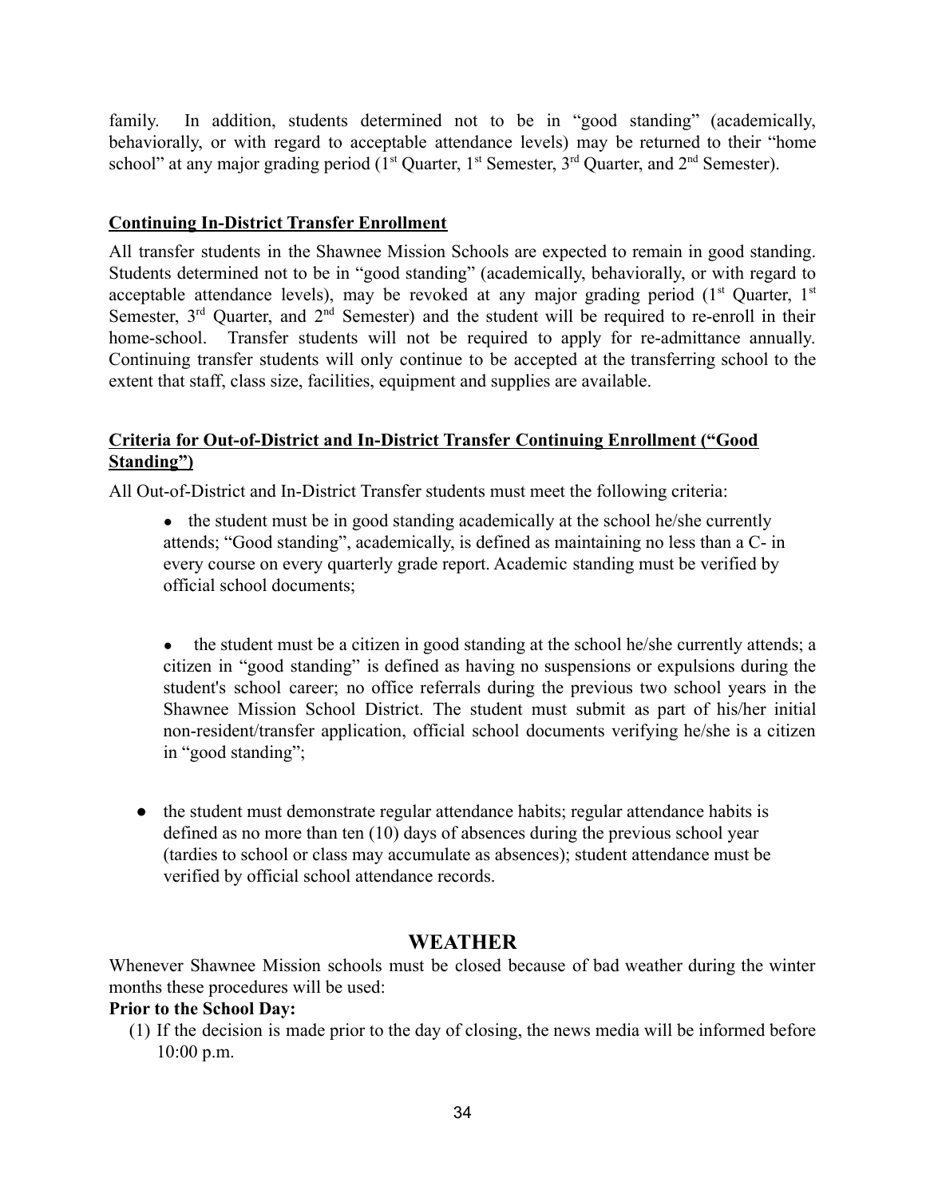family. In addition, students determined not to be in "good standing" (academically, behaviorally, or with regard to acceptable attendance levels) may be returned to their "home school" at any major grading period (1st Quarter, 1st Semester, 3rd Quarter, and 2nd Semester).

**Continuing In-District Transfer Enrollment**

All transfer students in the Shawnee Mission Schools are expected to remain in good standing. Students determined not to be in "good standing" (academically, behaviorally, or with regard to acceptable attendance levels), may be revoked at any major grading period (1st Quarter, 1st Semester, 3rd Quarter, and 2nd Semester) and the student will be required to re-enroll in their home-school. Transfer students will not be required to apply for re-admittance annually. Continuing transfer students will only continue to be accepted at the transferring school to the extent that staff, class size, facilities, equipment and supplies are available.

**Criteria for Out-of-District and In-District Transfer Continuing Enrollment ("Good Standing")**

All Out-of-District and In-District Transfer students must meet the following criteria:

- the student must be in good standing academically at the school he/she currently attends; "Good standing", academically, is defined as maintaining no less than a C- in every course on every quarterly grade report. Academic standing must be verified by official school documents;

- the student must be a citizen in good standing at the school he/she currently attends; a citizen in "good standing" is defined as having no suspensions or expulsions during the student's school career; no office referrals during the previous two school years in the Shawnee Mission School District. The student must submit as part of his/her initial non-resident/transfer application, official school documents verifying he/she is a citizen in "good standing";

- the student must demonstrate regular attendance habits; regular attendance habits is defined as no more than ten (10) days of absences during the previous school year (tardies to school or class may accumulate as absences); student attendance must be verified by official school attendance records.

## WEATHER

Whenever Shawnee Mission schools must be closed because of bad weather during the winter months these procedures will be used:

**Prior to the School Day:**

(1) If the decision is made prior to the day of closing, the news media will be informed before 10:00 p.m.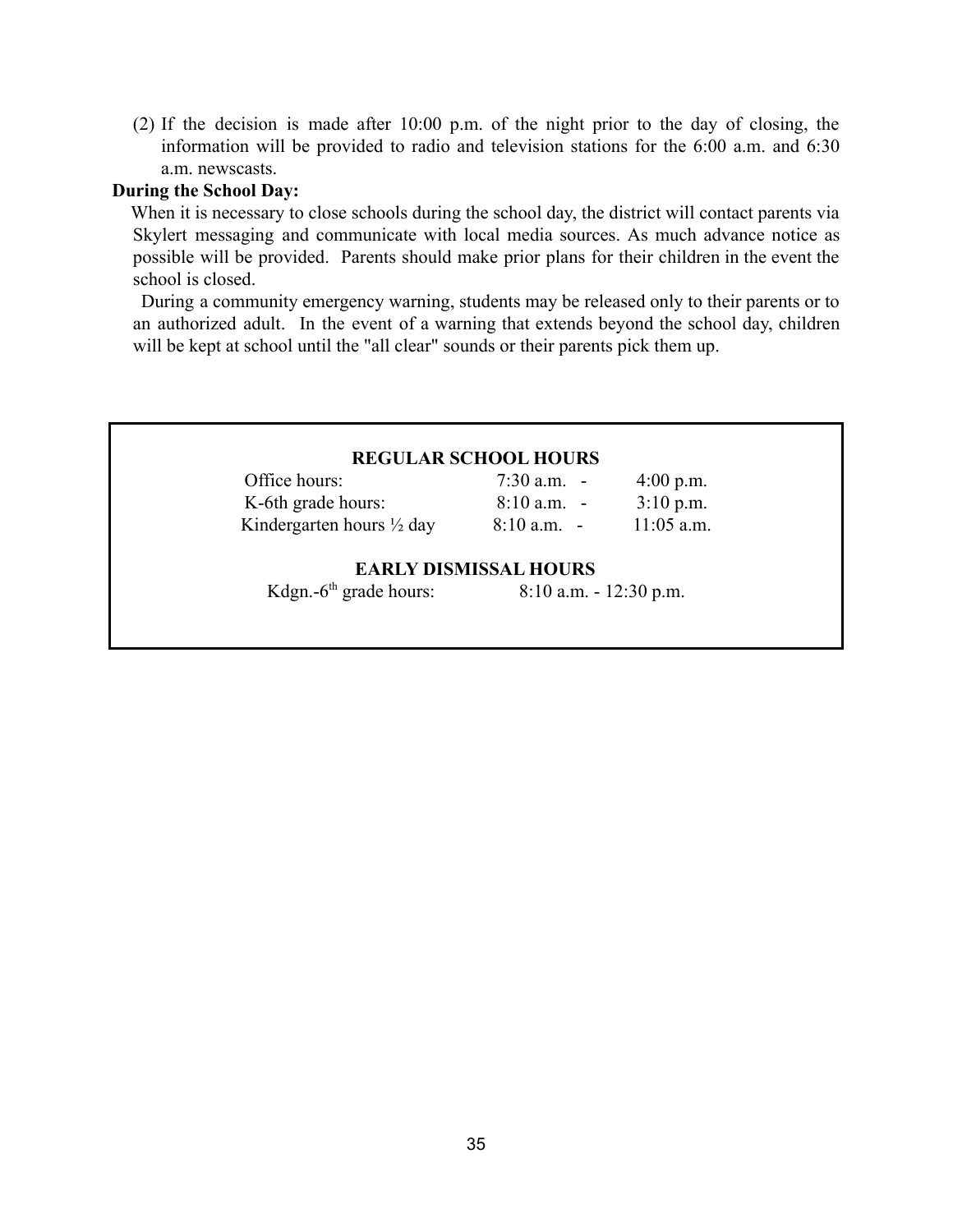(2) If the decision is made after 10:00 p.m. of the night prior to the day of closing, the information will be provided to radio and television stations for the 6:00 a.m. and 6:30 a.m. newscasts.

**During the School Day:**

When it is necessary to close schools during the school day, the district will contact parents via Skylert messaging and communicate with local media sources. As much advance notice as possible will be provided. Parents should make prior plans for their children in the event the school is closed.

During a community emergency warning, students may be released only to their parents or to an authorized adult. In the event of a warning that extends beyond the school day, children will be kept at school until the "all clear" sounds or their parents pick them up.

**REGULAR SCHOOL HOURS**

| | | |
|---|---|---|
| Office hours: | 7:30 a.m. - | 4:00 p.m. |
| K-6th grade hours: | 8:10 a.m. - | 3:10 p.m. |
| Kindergarten hours ½ day | 8:10 a.m. - | 11:05 a.m. |

**EARLY DISMISSAL HOURS**

| | |
|---|---|
| Kdgn.-6th grade hours: | 8:10 a.m. - 12:30 p.m. |